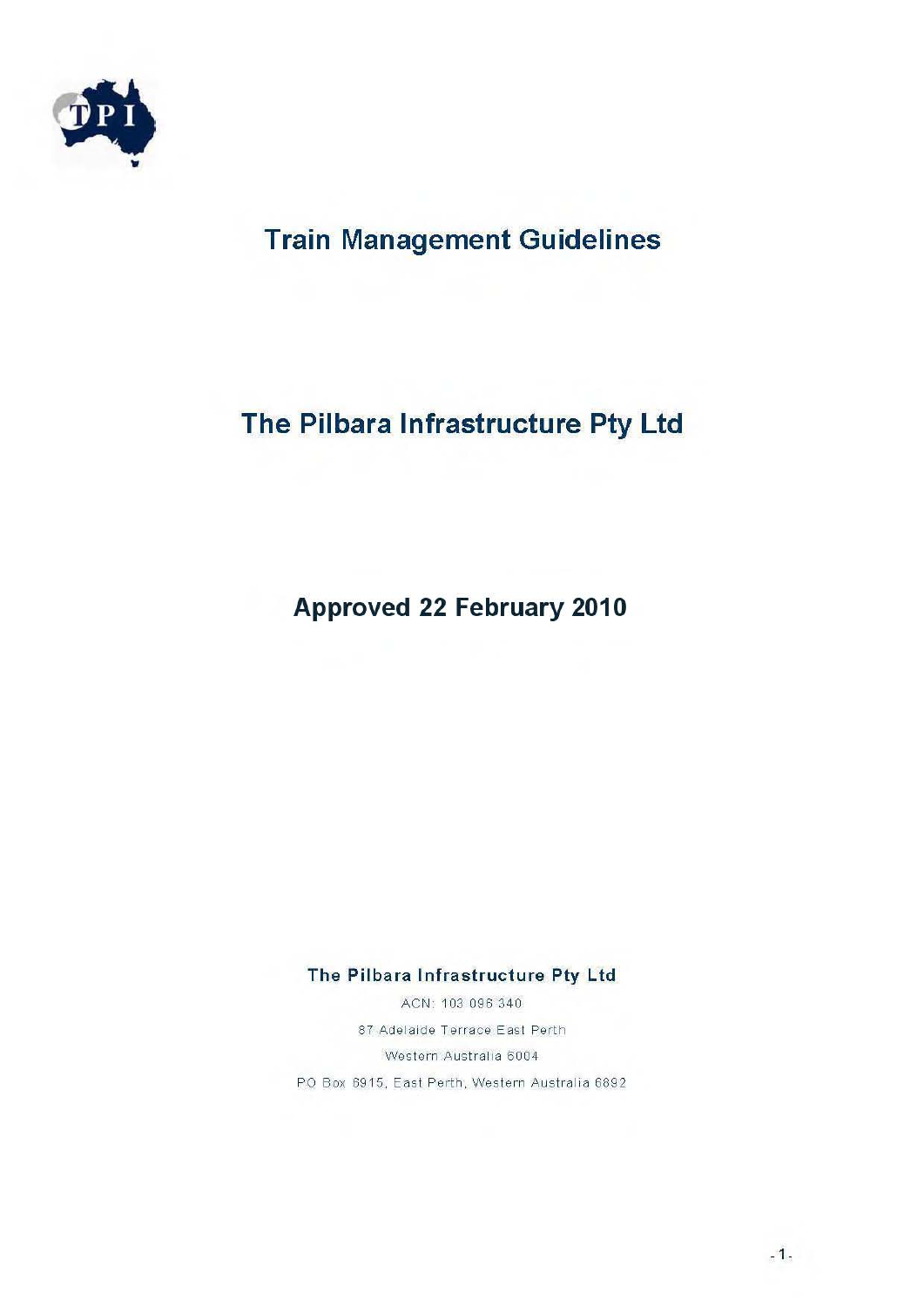TPI

# Train Management Guidelines

## The Pilbara Infrastructure Pty Ltd

### Approved 22 February 2010

**The Pilbara Infrastructure Pty Ltd**

ACN: 103 096 340

87 Adelaide Terrace East Perth

Western Australia 6004

PO Box 6915, East Perth, Western Australia 6892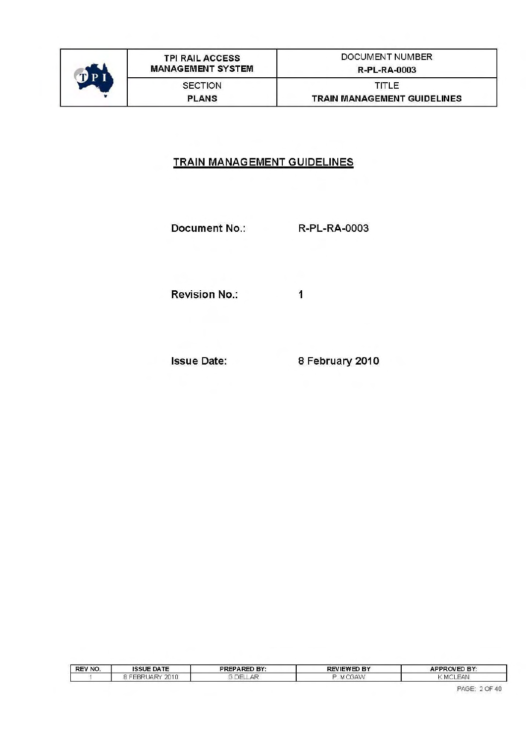# TRAIN MANAGEMENT GUIDELINES

**Document No.:** R-PL-RA-0003

**Revision No.:** 1

**Issue Date:** 8 February 2010

| REV NO. | ISSUE DATE | PREPARED BY: | REVIEWED BY | APPROVED BY: |
|---|---|---|---|---|
| 1 | 8 FEBRUARY 2010 | G.DELLAR | P. MCGAW | K.MCLEAN |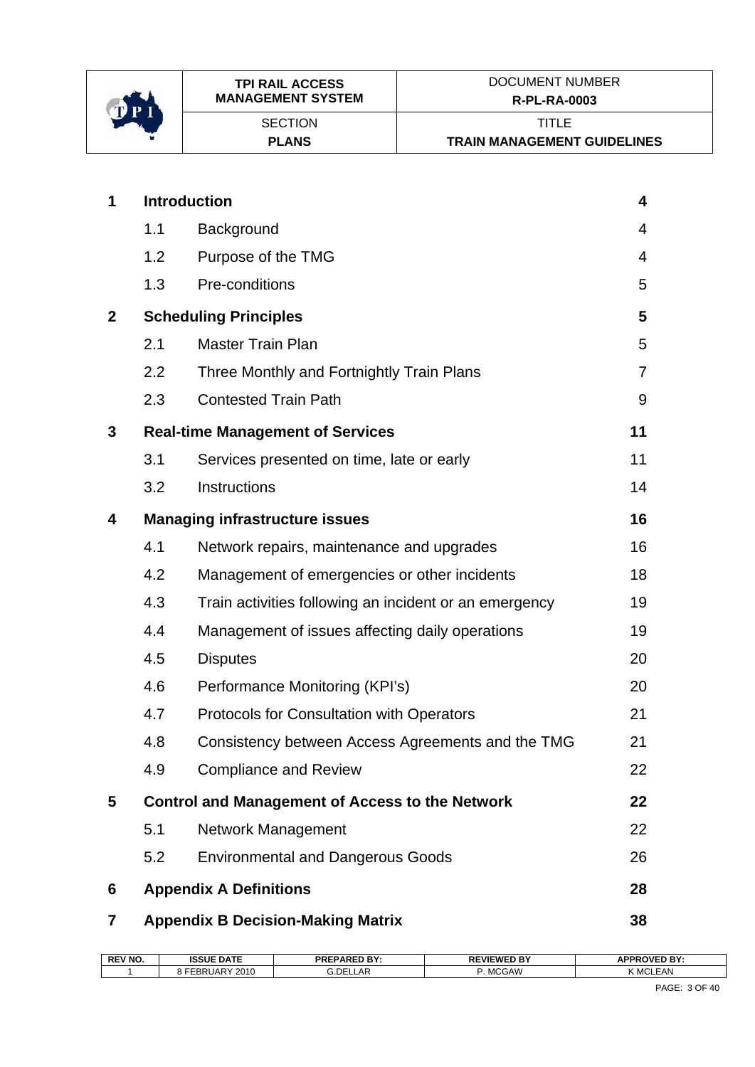| | | |
|---|---|---|
| **1** | **Introduction** | **4** |
| 1.1 | Background | 4 |
| 1.2 | Purpose of the TMG | 4 |
| 1.3 | Pre-conditions | 5 |
| **2** | **Scheduling Principles** | **5** |
| 2.1 | Master Train Plan | 5 |
| 2.2 | Three Monthly and Fortnightly Train Plans | 7 |
| 2.3 | Contested Train Path | 9 |
| **3** | **Real-time Management of Services** | **11** |
| 3.1 | Services presented on time, late or early | 11 |
| 3.2 | Instructions | 14 |
| **4** | **Managing infrastructure issues** | **16** |
| 4.1 | Network repairs, maintenance and upgrades | 16 |
| 4.2 | Management of emergencies or other incidents | 18 |
| 4.3 | Train activities following an incident or an emergency | 19 |
| 4.4 | Management of issues affecting daily operations | 19 |
| 4.5 | Disputes | 20 |
| 4.6 | Performance Monitoring (KPI's) | 20 |
| 4.7 | Protocols for Consultation with Operators | 21 |
| 4.8 | Consistency between Access Agreements and the TMG | 21 |
| 4.9 | Compliance and Review | 22 |
| **5** | **Control and Management of Access to the Network** | **22** |
| 5.1 | Network Management | 22 |
| 5.2 | Environmental and Dangerous Goods | 26 |
| **6** | **Appendix A Definitions** | **28** |
| **7** | **Appendix B Decision-Making Matrix** | **38** |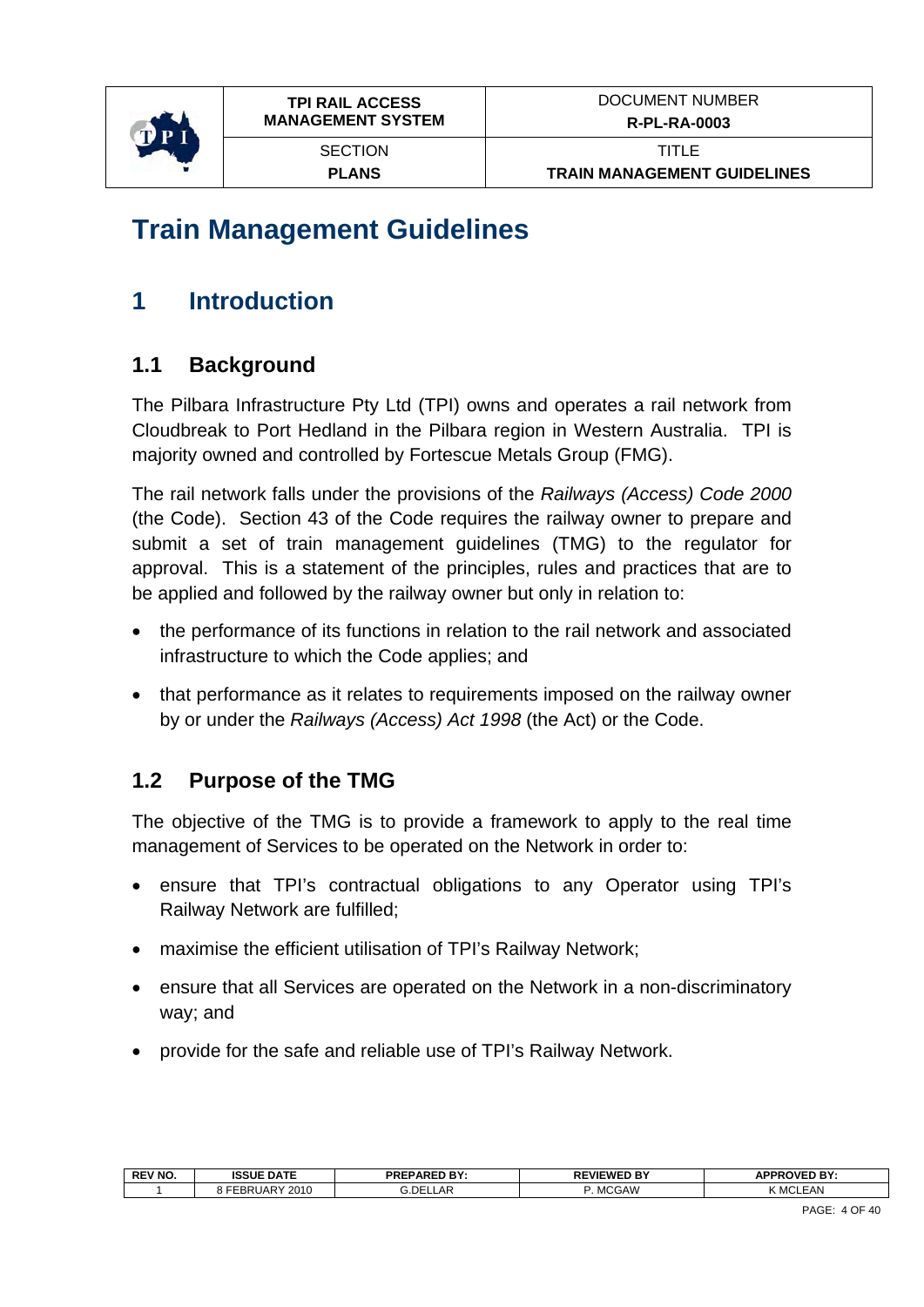# Train Management Guidelines

## 1 Introduction

### 1.1 Background

The Pilbara Infrastructure Pty Ltd (TPI) owns and operates a rail network from Cloudbreak to Port Hedland in the Pilbara region in Western Australia. TPI is majority owned and controlled by Fortescue Metals Group (FMG).

The rail network falls under the provisions of the *Railways (Access) Code 2000* (the Code). Section 43 of the Code requires the railway owner to prepare and submit a set of train management guidelines (TMG) to the regulator for approval. This is a statement of the principles, rules and practices that are to be applied and followed by the railway owner but only in relation to:

- the performance of its functions in relation to the rail network and associated infrastructure to which the Code applies; and
- that performance as it relates to requirements imposed on the railway owner by or under the *Railways (Access) Act 1998* (the Act) or the Code.

### 1.2 Purpose of the TMG

The objective of the TMG is to provide a framework to apply to the real time management of Services to be operated on the Network in order to:

- ensure that TPI's contractual obligations to any Operator using TPI's Railway Network are fulfilled;
- maximise the efficient utilisation of TPI's Railway Network;
- ensure that all Services are operated on the Network in a non-discriminatory way; and
- provide for the safe and reliable use of TPI's Railway Network.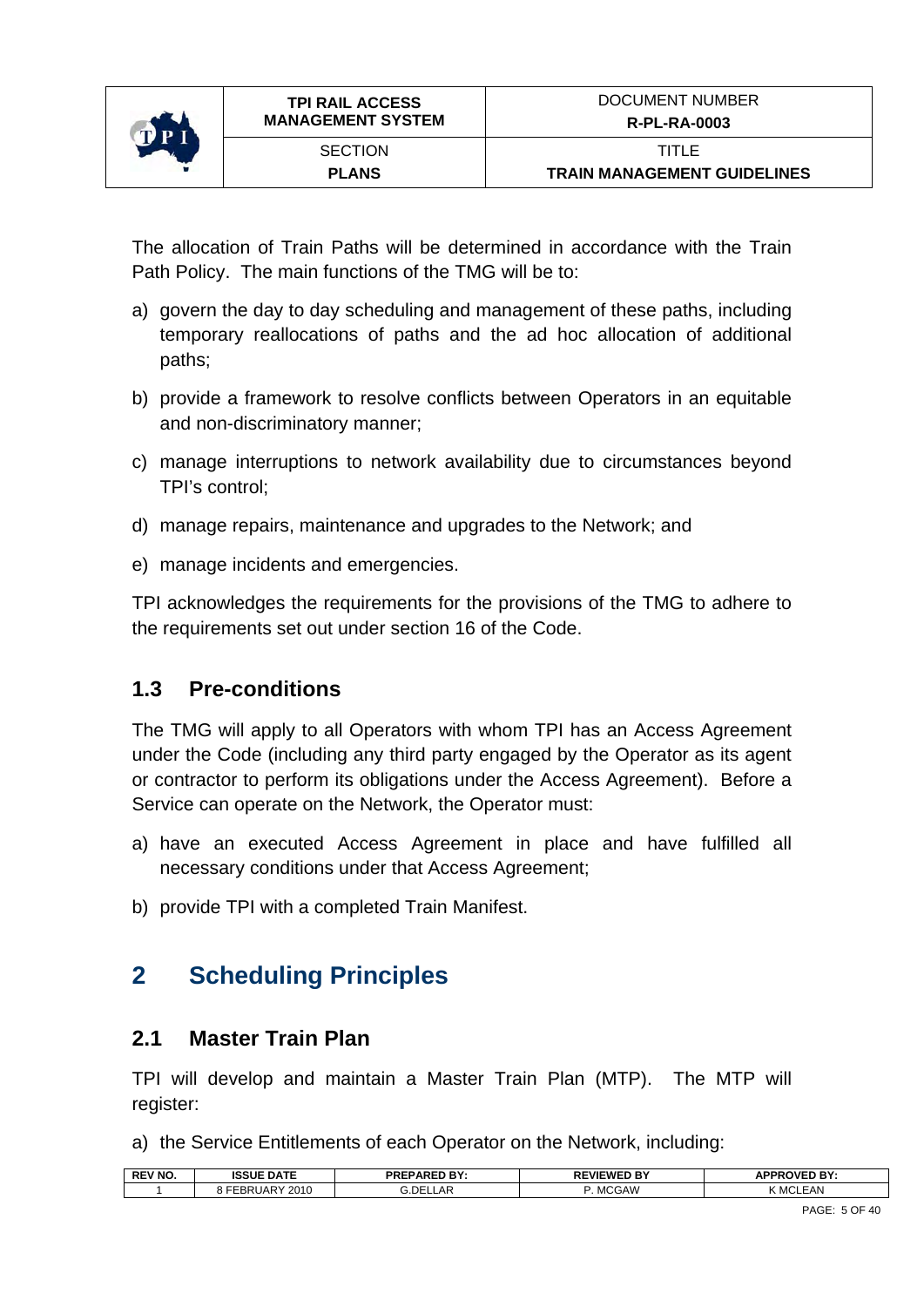The allocation of Train Paths will be determined in accordance with the Train Path Policy. The main functions of the TMG will be to:

a) govern the day to day scheduling and management of these paths, including temporary reallocations of paths and the ad hoc allocation of additional paths;

b) provide a framework to resolve conflicts between Operators in an equitable and non-discriminatory manner;

c) manage interruptions to network availability due to circumstances beyond TPI's control;

d) manage repairs, maintenance and upgrades to the Network; and

e) manage incidents and emergencies.

TPI acknowledges the requirements for the provisions of the TMG to adhere to the requirements set out under section 16 of the Code.

### 1.3 Pre-conditions

The TMG will apply to all Operators with whom TPI has an Access Agreement under the Code (including any third party engaged by the Operator as its agent or contractor to perform its obligations under the Access Agreement). Before a Service can operate on the Network, the Operator must:

a) have an executed Access Agreement in place and have fulfilled all necessary conditions under that Access Agreement;

b) provide TPI with a completed Train Manifest.

## 2 Scheduling Principles

### 2.1 Master Train Plan

TPI will develop and maintain a Master Train Plan (MTP). The MTP will register:

a) the Service Entitlements of each Operator on the Network, including: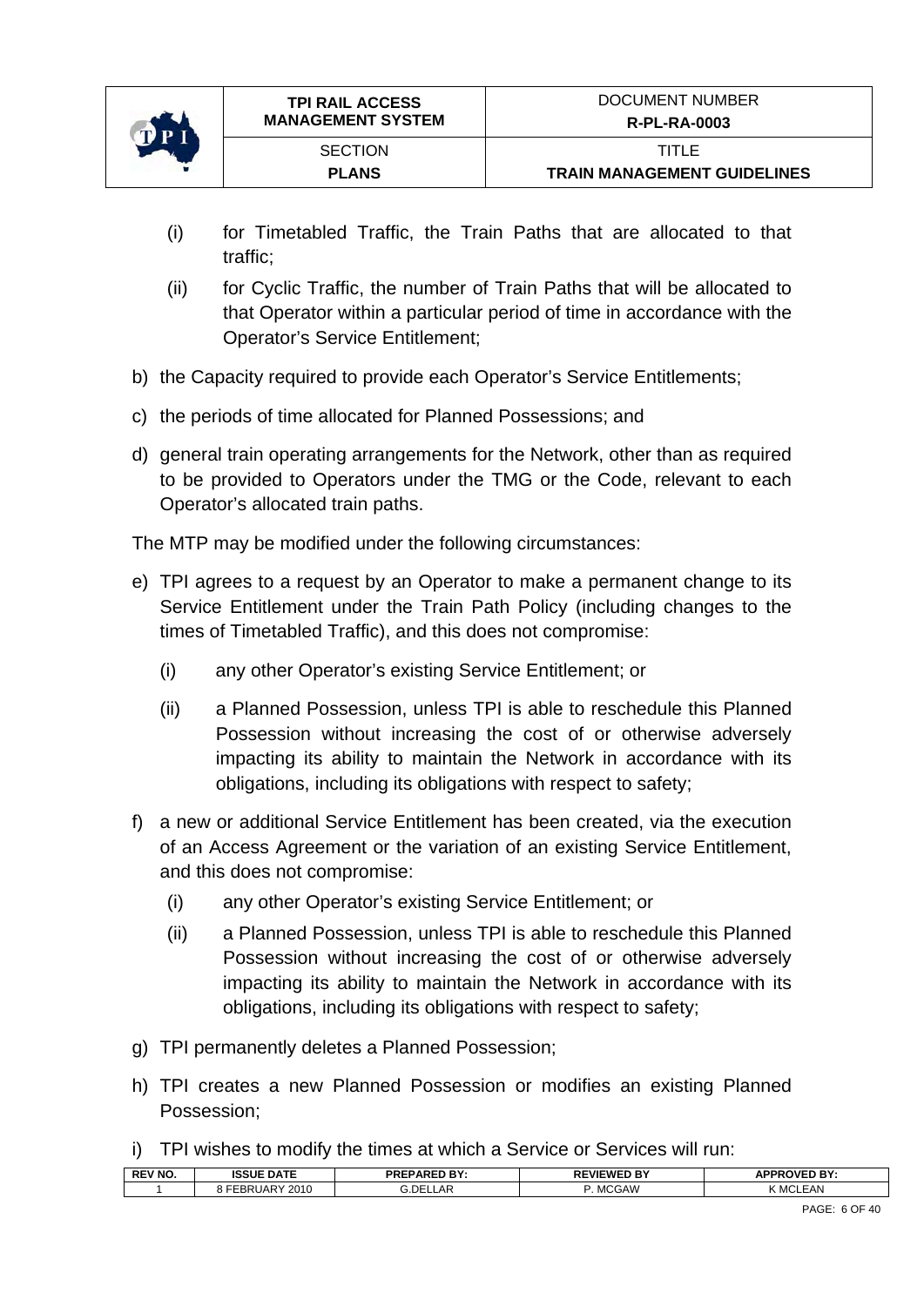(i) for Timetabled Traffic, the Train Paths that are allocated to that traffic;

(ii) for Cyclic Traffic, the number of Train Paths that will be allocated to that Operator within a particular period of time in accordance with the Operator's Service Entitlement;

b) the Capacity required to provide each Operator's Service Entitlements;

c) the periods of time allocated for Planned Possessions; and

d) general train operating arrangements for the Network, other than as required to be provided to Operators under the TMG or the Code, relevant to each Operator's allocated train paths.

The MTP may be modified under the following circumstances:

e) TPI agrees to a request by an Operator to make a permanent change to its Service Entitlement under the Train Path Policy (including changes to the times of Timetabled Traffic), and this does not compromise:

   (i) any other Operator's existing Service Entitlement; or

   (ii) a Planned Possession, unless TPI is able to reschedule this Planned Possession without increasing the cost of or otherwise adversely impacting its ability to maintain the Network in accordance with its obligations, including its obligations with respect to safety;

f) a new or additional Service Entitlement has been created, via the execution of an Access Agreement or the variation of an existing Service Entitlement, and this does not compromise:

   (i) any other Operator's existing Service Entitlement; or

   (ii) a Planned Possession, unless TPI is able to reschedule this Planned Possession without increasing the cost of or otherwise adversely impacting its ability to maintain the Network in accordance with its obligations, including its obligations with respect to safety;

g) TPI permanently deletes a Planned Possession;

h) TPI creates a new Planned Possession or modifies an existing Planned Possession;

i) TPI wishes to modify the times at which a Service or Services will run: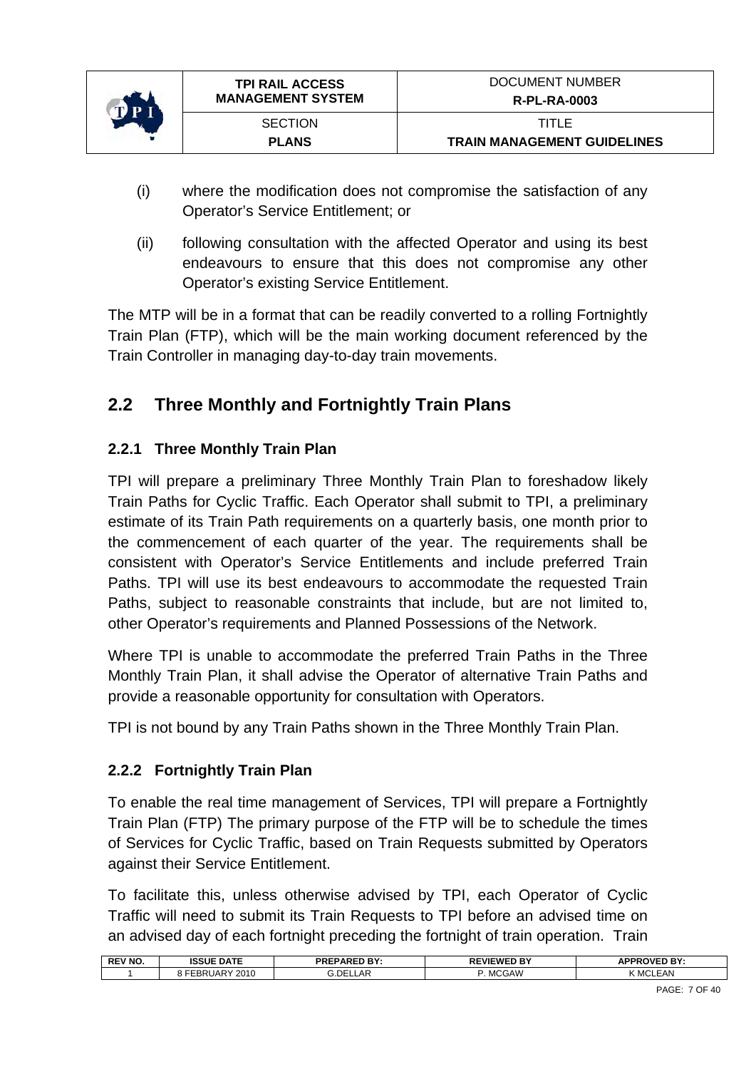(i) where the modification does not compromise the satisfaction of any Operator's Service Entitlement; or

(ii) following consultation with the affected Operator and using its best endeavours to ensure that this does not compromise any other Operator's existing Service Entitlement.

The MTP will be in a format that can be readily converted to a rolling Fortnightly Train Plan (FTP), which will be the main working document referenced by the Train Controller in managing day-to-day train movements.

## 2.2 Three Monthly and Fortnightly Train Plans

### 2.2.1 Three Monthly Train Plan

TPI will prepare a preliminary Three Monthly Train Plan to foreshadow likely Train Paths for Cyclic Traffic. Each Operator shall submit to TPI, a preliminary estimate of its Train Path requirements on a quarterly basis, one month prior to the commencement of each quarter of the year. The requirements shall be consistent with Operator's Service Entitlements and include preferred Train Paths. TPI will use its best endeavours to accommodate the requested Train Paths, subject to reasonable constraints that include, but are not limited to, other Operator's requirements and Planned Possessions of the Network.

Where TPI is unable to accommodate the preferred Train Paths in the Three Monthly Train Plan, it shall advise the Operator of alternative Train Paths and provide a reasonable opportunity for consultation with Operators.

TPI is not bound by any Train Paths shown in the Three Monthly Train Plan.

### 2.2.2 Fortnightly Train Plan

To enable the real time management of Services, TPI will prepare a Fortnightly Train Plan (FTP) The primary purpose of the FTP will be to schedule the times of Services for Cyclic Traffic, based on Train Requests submitted by Operators against their Service Entitlement.

To facilitate this, unless otherwise advised by TPI, each Operator of Cyclic Traffic will need to submit its Train Requests to TPI before an advised time on an advised day of each fortnight preceding the fortnight of train operation. Train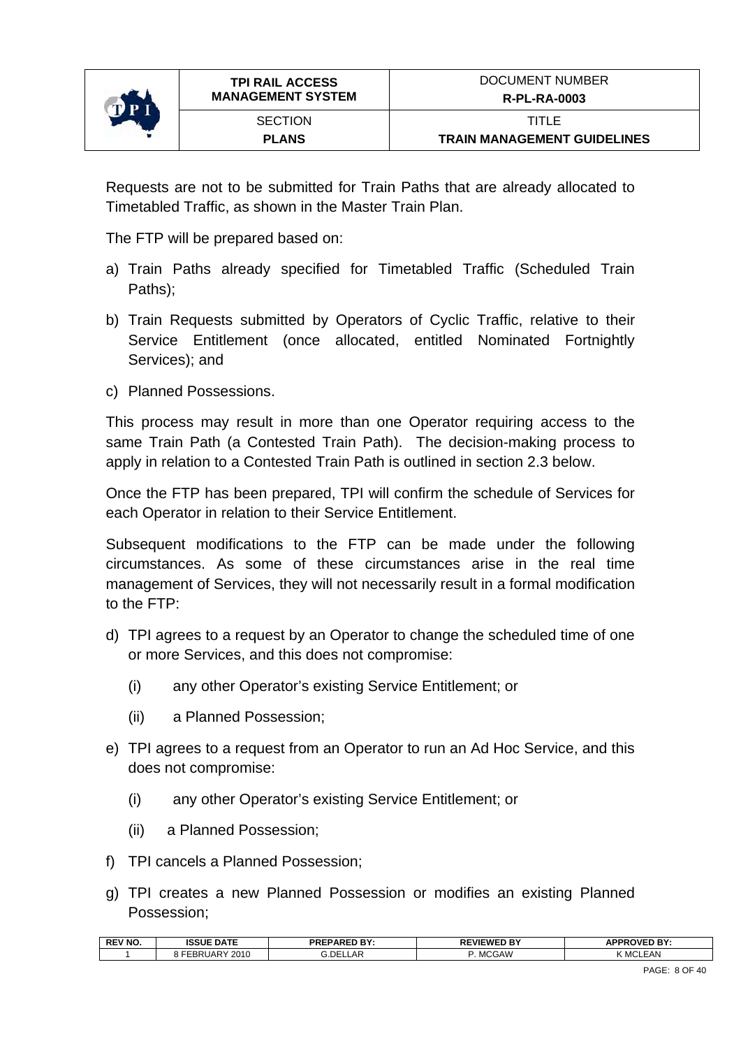Requests are not to be submitted for Train Paths that are already allocated to Timetabled Traffic, as shown in the Master Train Plan.

The FTP will be prepared based on:

a) Train Paths already specified for Timetabled Traffic (Scheduled Train Paths);

b) Train Requests submitted by Operators of Cyclic Traffic, relative to their Service Entitlement (once allocated, entitled Nominated Fortnightly Services); and

c) Planned Possessions.

This process may result in more than one Operator requiring access to the same Train Path (a Contested Train Path). The decision-making process to apply in relation to a Contested Train Path is outlined in section 2.3 below.

Once the FTP has been prepared, TPI will confirm the schedule of Services for each Operator in relation to their Service Entitlement.

Subsequent modifications to the FTP can be made under the following circumstances. As some of these circumstances arise in the real time management of Services, they will not necessarily result in a formal modification to the FTP:

d) TPI agrees to a request by an Operator to change the scheduled time of one or more Services, and this does not compromise:

   (i) any other Operator's existing Service Entitlement; or

   (ii) a Planned Possession;

e) TPI agrees to a request from an Operator to run an Ad Hoc Service, and this does not compromise:

   (i) any other Operator's existing Service Entitlement; or

   (ii) a Planned Possession;

f) TPI cancels a Planned Possession;

g) TPI creates a new Planned Possession or modifies an existing Planned Possession;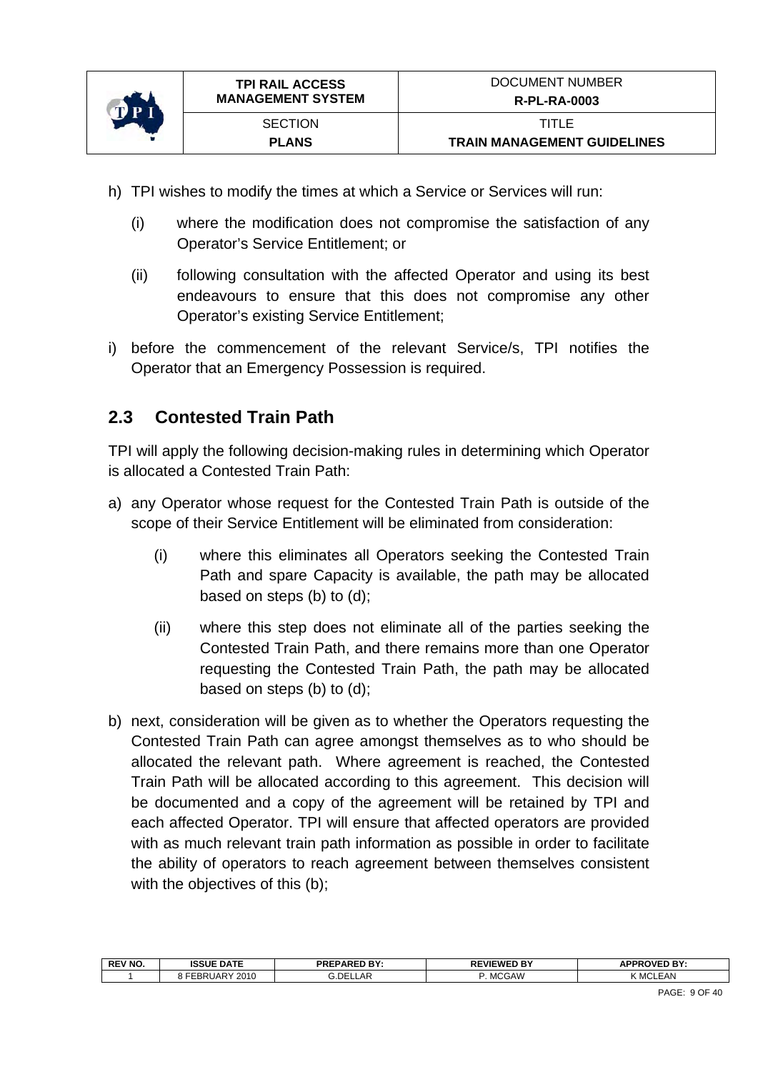h) TPI wishes to modify the times at which a Service or Services will run:

   (i) where the modification does not compromise the satisfaction of any Operator's Service Entitlement; or

   (ii) following consultation with the affected Operator and using its best endeavours to ensure that this does not compromise any other Operator's existing Service Entitlement;

i) before the commencement of the relevant Service/s, TPI notifies the Operator that an Emergency Possession is required.

## 2.3 Contested Train Path

TPI will apply the following decision-making rules in determining which Operator is allocated a Contested Train Path:

a) any Operator whose request for the Contested Train Path is outside of the scope of their Service Entitlement will be eliminated from consideration:

   (i) where this eliminates all Operators seeking the Contested Train Path and spare Capacity is available, the path may be allocated based on steps (b) to (d);

   (ii) where this step does not eliminate all of the parties seeking the Contested Train Path, and there remains more than one Operator requesting the Contested Train Path, the path may be allocated based on steps (b) to (d);

b) next, consideration will be given as to whether the Operators requesting the Contested Train Path can agree amongst themselves as to who should be allocated the relevant path. Where agreement is reached, the Contested Train Path will be allocated according to this agreement. This decision will be documented and a copy of the agreement will be retained by TPI and each affected Operator. TPI will ensure that affected operators are provided with as much relevant train path information as possible in order to facilitate the ability of operators to reach agreement between themselves consistent with the objectives of this (b);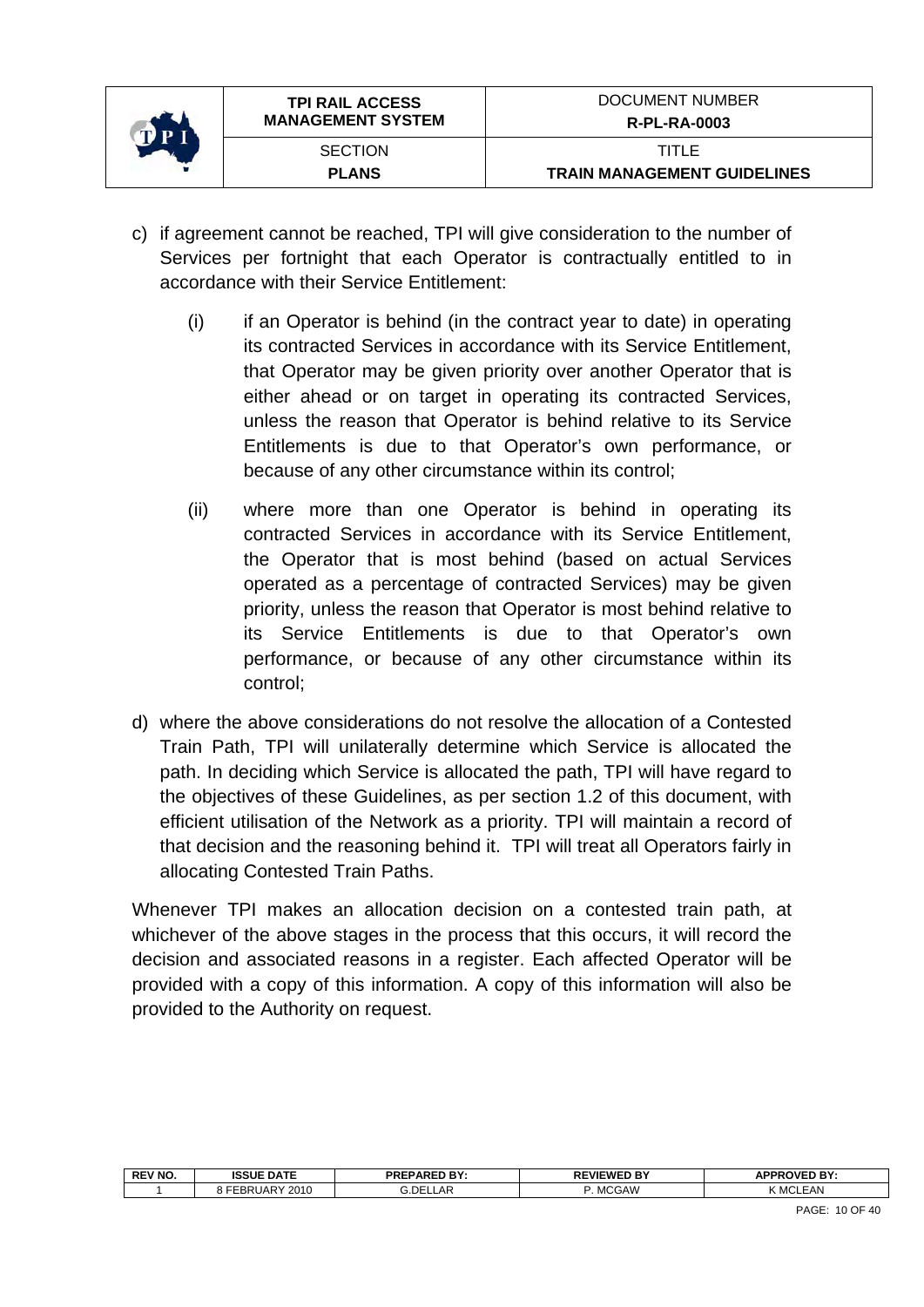c) if agreement cannot be reached, TPI will give consideration to the number of Services per fortnight that each Operator is contractually entitled to in accordance with their Service Entitlement:

   (i) if an Operator is behind (in the contract year to date) in operating its contracted Services in accordance with its Service Entitlement, that Operator may be given priority over another Operator that is either ahead or on target in operating its contracted Services, unless the reason that Operator is behind relative to its Service Entitlements is due to that Operator's own performance, or because of any other circumstance within its control;

   (ii) where more than one Operator is behind in operating its contracted Services in accordance with its Service Entitlement, the Operator that is most behind (based on actual Services operated as a percentage of contracted Services) may be given priority, unless the reason that Operator is most behind relative to its Service Entitlements is due to that Operator's own performance, or because of any other circumstance within its control;

d) where the above considerations do not resolve the allocation of a Contested Train Path, TPI will unilaterally determine which Service is allocated the path. In deciding which Service is allocated the path, TPI will have regard to the objectives of these Guidelines, as per section 1.2 of this document, with efficient utilisation of the Network as a priority. TPI will maintain a record of that decision and the reasoning behind it. TPI will treat all Operators fairly in allocating Contested Train Paths.

Whenever TPI makes an allocation decision on a contested train path, at whichever of the above stages in the process that this occurs, it will record the decision and associated reasons in a register. Each affected Operator will be provided with a copy of this information. A copy of this information will also be provided to the Authority on request.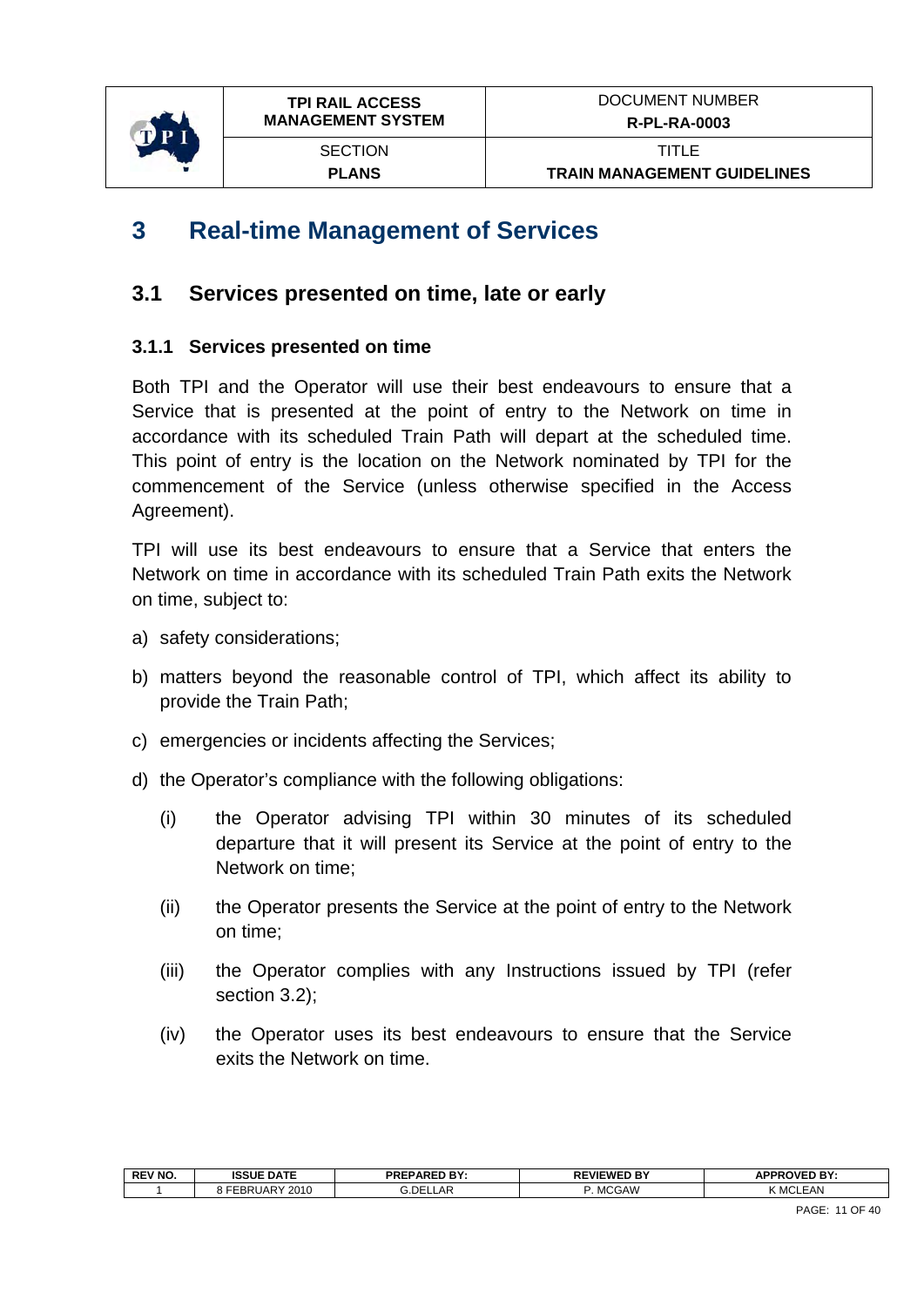# 3 Real-time Management of Services

## 3.1 Services presented on time, late or early

### 3.1.1 Services presented on time

Both TPI and the Operator will use their best endeavours to ensure that a Service that is presented at the point of entry to the Network on time in accordance with its scheduled Train Path will depart at the scheduled time. This point of entry is the location on the Network nominated by TPI for the commencement of the Service (unless otherwise specified in the Access Agreement).

TPI will use its best endeavours to ensure that a Service that enters the Network on time in accordance with its scheduled Train Path exits the Network on time, subject to:

a) safety considerations;

b) matters beyond the reasonable control of TPI, which affect its ability to provide the Train Path;

c) emergencies or incidents affecting the Services;

d) the Operator's compliance with the following obligations:

   (i) the Operator advising TPI within 30 minutes of its scheduled departure that it will present its Service at the point of entry to the Network on time;

   (ii) the Operator presents the Service at the point of entry to the Network on time;

   (iii) the Operator complies with any Instructions issued by TPI (refer section 3.2);

   (iv) the Operator uses its best endeavours to ensure that the Service exits the Network on time.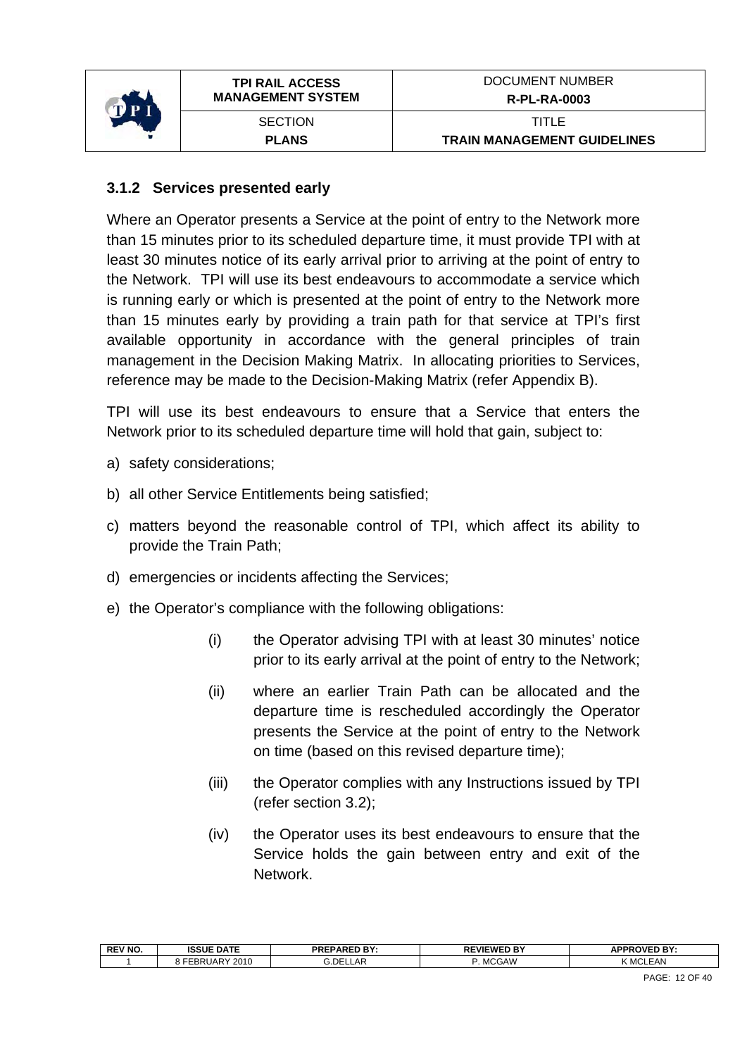### 3.1.2 Services presented early

Where an Operator presents a Service at the point of entry to the Network more than 15 minutes prior to its scheduled departure time, it must provide TPI with at least 30 minutes notice of its early arrival prior to arriving at the point of entry to the Network. TPI will use its best endeavours to accommodate a service which is running early or which is presented at the point of entry to the Network more than 15 minutes early by providing a train path for that service at TPI's first available opportunity in accordance with the general principles of train management in the Decision Making Matrix. In allocating priorities to Services, reference may be made to the Decision-Making Matrix (refer Appendix B).

TPI will use its best endeavours to ensure that a Service that enters the Network prior to its scheduled departure time will hold that gain, subject to:

a) safety considerations;

b) all other Service Entitlements being satisfied;

c) matters beyond the reasonable control of TPI, which affect its ability to provide the Train Path;

d) emergencies or incidents affecting the Services;

e) the Operator's compliance with the following obligations:

   (i) the Operator advising TPI with at least 30 minutes' notice prior to its early arrival at the point of entry to the Network;

   (ii) where an earlier Train Path can be allocated and the departure time is rescheduled accordingly the Operator presents the Service at the point of entry to the Network on time (based on this revised departure time);

   (iii) the Operator complies with any Instructions issued by TPI (refer section 3.2);

   (iv) the Operator uses its best endeavours to ensure that the Service holds the gain between entry and exit of the Network.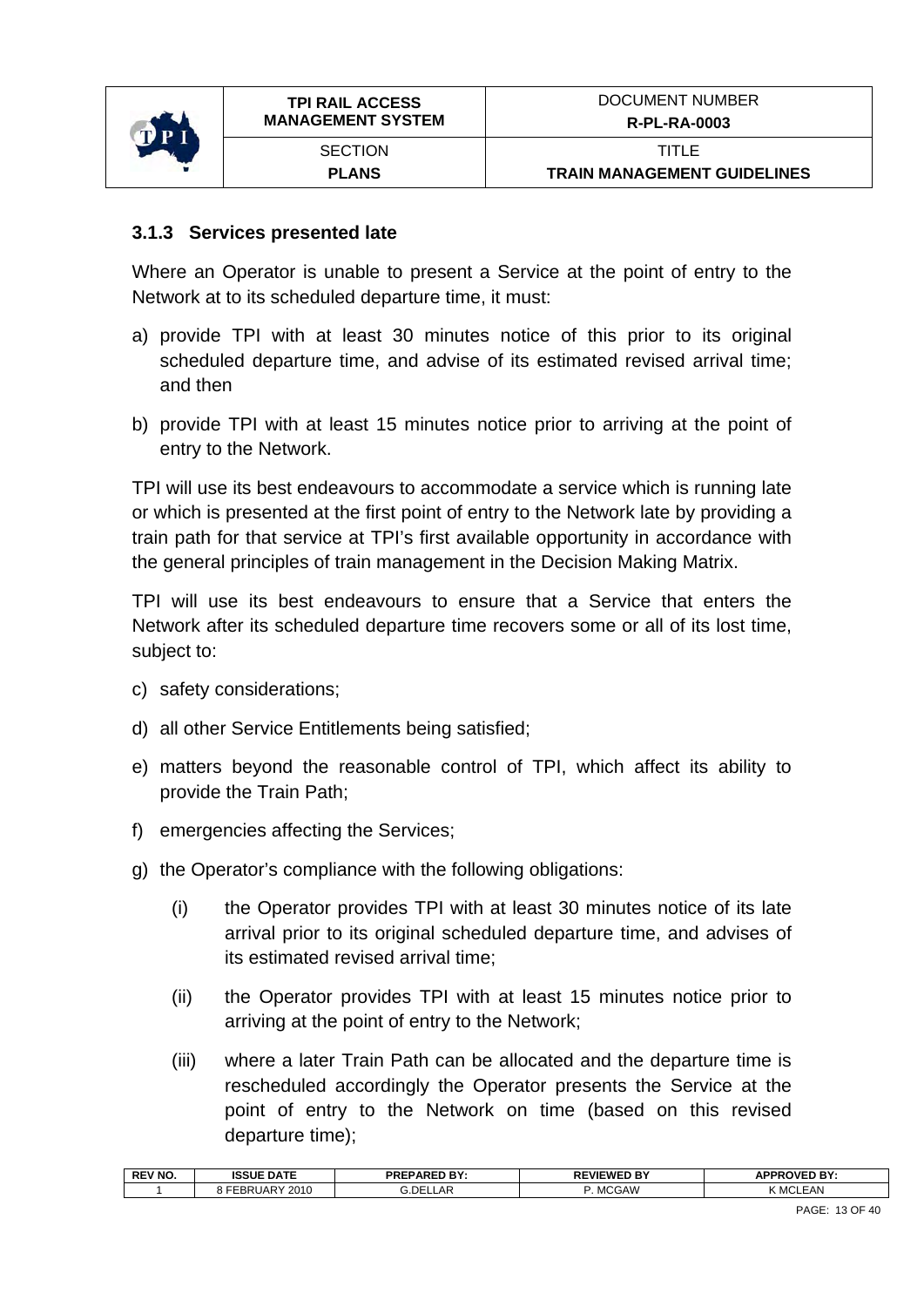### 3.1.3 Services presented late

Where an Operator is unable to present a Service at the point of entry to the Network at to its scheduled departure time, it must:

a) provide TPI with at least 30 minutes notice of this prior to its original scheduled departure time, and advise of its estimated revised arrival time; and then

b) provide TPI with at least 15 minutes notice prior to arriving at the point of entry to the Network.

TPI will use its best endeavours to accommodate a service which is running late or which is presented at the first point of entry to the Network late by providing a train path for that service at TPI's first available opportunity in accordance with the general principles of train management in the Decision Making Matrix.

TPI will use its best endeavours to ensure that a Service that enters the Network after its scheduled departure time recovers some or all of its lost time, subject to:

c) safety considerations;

d) all other Service Entitlements being satisfied;

e) matters beyond the reasonable control of TPI, which affect its ability to provide the Train Path;

f) emergencies affecting the Services;

g) the Operator's compliance with the following obligations:

   (i) the Operator provides TPI with at least 30 minutes notice of its late arrival prior to its original scheduled departure time, and advises of its estimated revised arrival time;

   (ii) the Operator provides TPI with at least 15 minutes notice prior to arriving at the point of entry to the Network;

   (iii) where a later Train Path can be allocated and the departure time is rescheduled accordingly the Operator presents the Service at the point of entry to the Network on time (based on this revised departure time);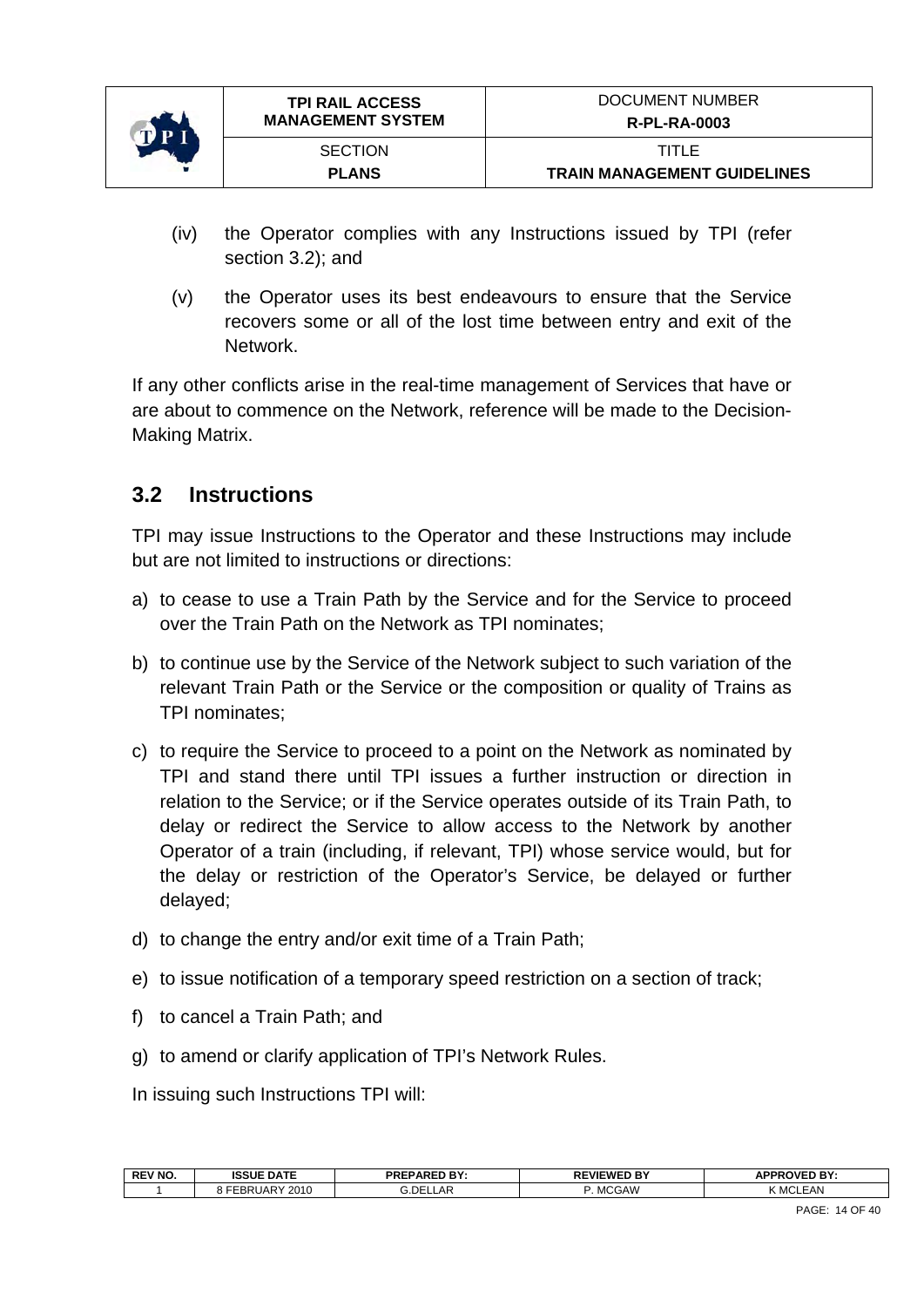(iv) the Operator complies with any Instructions issued by TPI (refer section 3.2); and

(v) the Operator uses its best endeavours to ensure that the Service recovers some or all of the lost time between entry and exit of the Network.

If any other conflicts arise in the real-time management of Services that have or are about to commence on the Network, reference will be made to the Decision-Making Matrix.

## 3.2 Instructions

TPI may issue Instructions to the Operator and these Instructions may include but are not limited to instructions or directions:

a) to cease to use a Train Path by the Service and for the Service to proceed over the Train Path on the Network as TPI nominates;

b) to continue use by the Service of the Network subject to such variation of the relevant Train Path or the Service or the composition or quality of Trains as TPI nominates;

c) to require the Service to proceed to a point on the Network as nominated by TPI and stand there until TPI issues a further instruction or direction in relation to the Service; or if the Service operates outside of its Train Path, to delay or redirect the Service to allow access to the Network by another Operator of a train (including, if relevant, TPI) whose service would, but for the delay or restriction of the Operator's Service, be delayed or further delayed;

d) to change the entry and/or exit time of a Train Path;

e) to issue notification of a temporary speed restriction on a section of track;

f) to cancel a Train Path; and

g) to amend or clarify application of TPI's Network Rules.

In issuing such Instructions TPI will: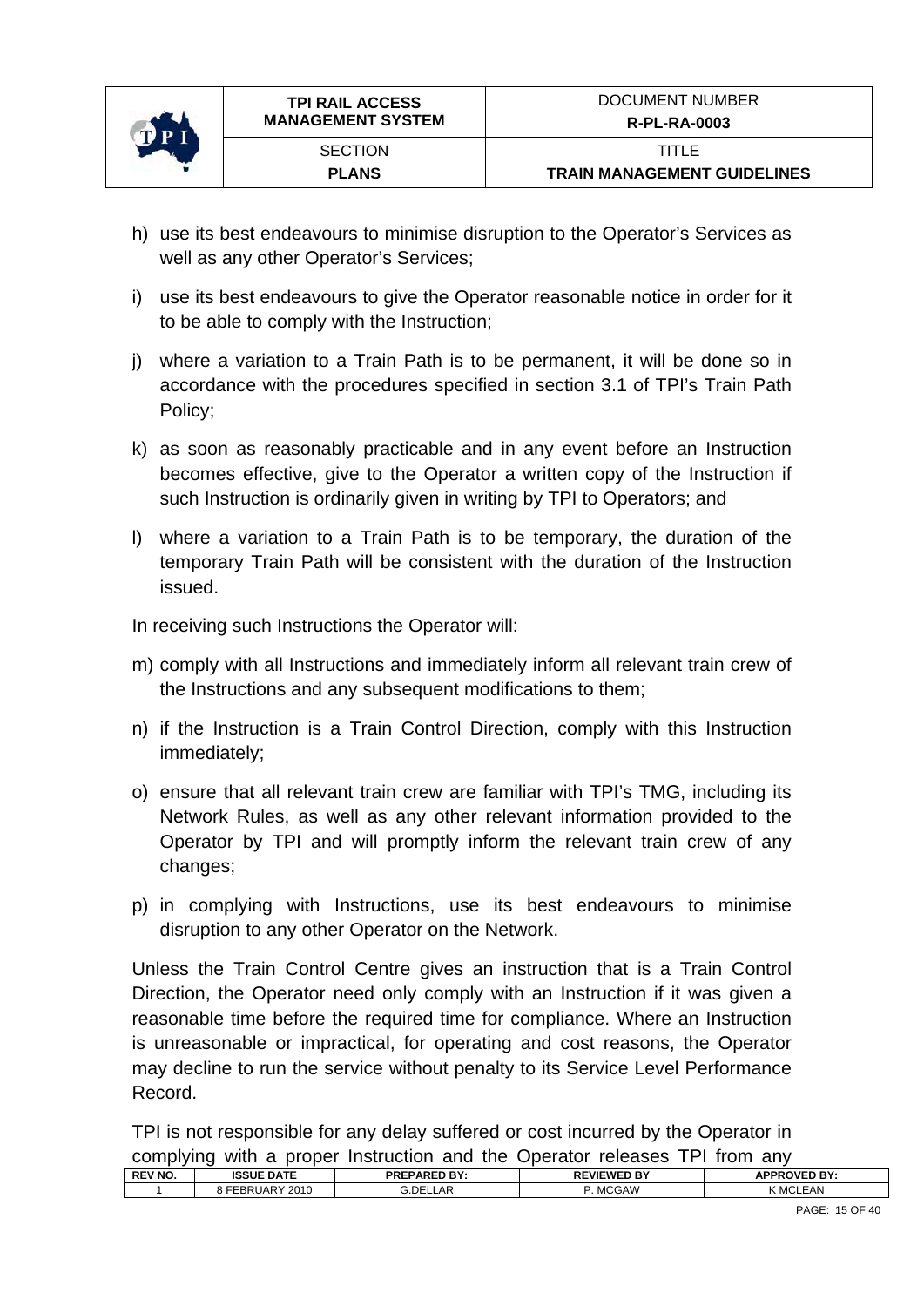h) use its best endeavours to minimise disruption to the Operator's Services as well as any other Operator's Services;

i) use its best endeavours to give the Operator reasonable notice in order for it to be able to comply with the Instruction;

j) where a variation to a Train Path is to be permanent, it will be done so in accordance with the procedures specified in section 3.1 of TPI's Train Path Policy;

k) as soon as reasonably practicable and in any event before an Instruction becomes effective, give to the Operator a written copy of the Instruction if such Instruction is ordinarily given in writing by TPI to Operators; and

l) where a variation to a Train Path is to be temporary, the duration of the temporary Train Path will be consistent with the duration of the Instruction issued.

In receiving such Instructions the Operator will:

m) comply with all Instructions and immediately inform all relevant train crew of the Instructions and any subsequent modifications to them;

n) if the Instruction is a Train Control Direction, comply with this Instruction immediately;

o) ensure that all relevant train crew are familiar with TPI's TMG, including its Network Rules, as well as any other relevant information provided to the Operator by TPI and will promptly inform the relevant train crew of any changes;

p) in complying with Instructions, use its best endeavours to minimise disruption to any other Operator on the Network.

Unless the Train Control Centre gives an instruction that is a Train Control Direction, the Operator need only comply with an Instruction if it was given a reasonable time before the required time for compliance. Where an Instruction is unreasonable or impractical, for operating and cost reasons, the Operator may decline to run the service without penalty to its Service Level Performance Record.

TPI is not responsible for any delay suffered or cost incurred by the Operator in complying with a proper Instruction and the Operator releases TPI from any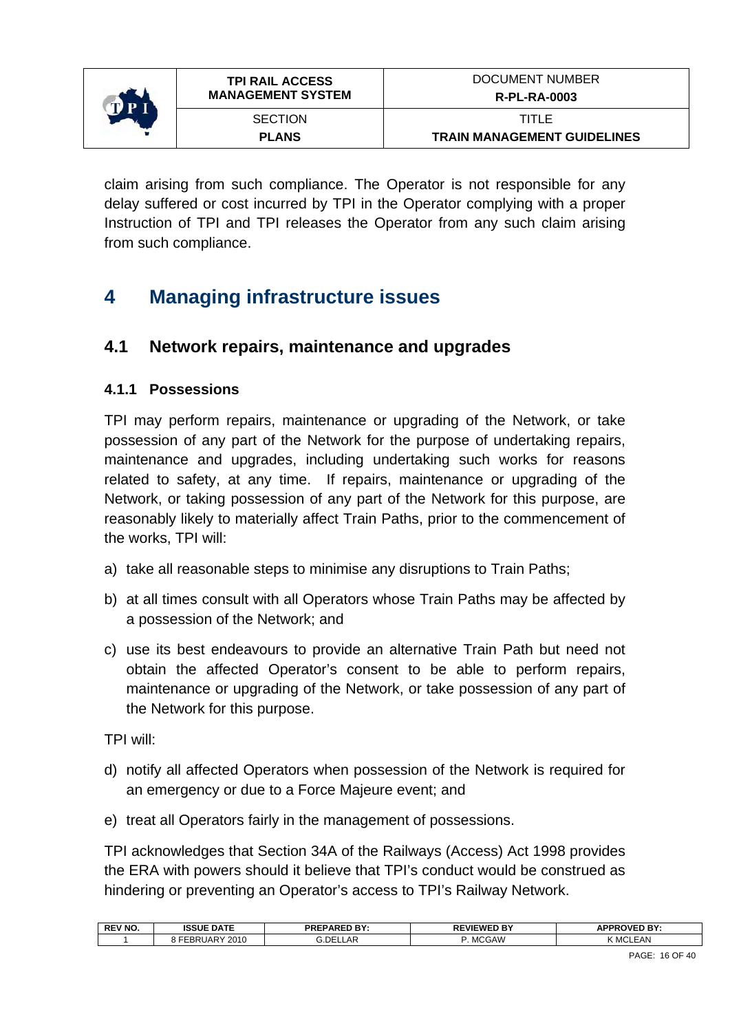claim arising from such compliance. The Operator is not responsible for any delay suffered or cost incurred by TPI in the Operator complying with a proper Instruction of TPI and TPI releases the Operator from any such claim arising from such compliance.

# 4 Managing infrastructure issues

## 4.1 Network repairs, maintenance and upgrades

### 4.1.1 Possessions

TPI may perform repairs, maintenance or upgrading of the Network, or take possession of any part of the Network for the purpose of undertaking repairs, maintenance and upgrades, including undertaking such works for reasons related to safety, at any time. If repairs, maintenance or upgrading of the Network, or taking possession of any part of the Network for this purpose, are reasonably likely to materially affect Train Paths, prior to the commencement of the works, TPI will:

a) take all reasonable steps to minimise any disruptions to Train Paths;

b) at all times consult with all Operators whose Train Paths may be affected by a possession of the Network; and

c) use its best endeavours to provide an alternative Train Path but need not obtain the affected Operator's consent to be able to perform repairs, maintenance or upgrading of the Network, or take possession of any part of the Network for this purpose.

TPI will:

d) notify all affected Operators when possession of the Network is required for an emergency or due to a Force Majeure event; and

e) treat all Operators fairly in the management of possessions.

TPI acknowledges that Section 34A of the Railways (Access) Act 1998 provides the ERA with powers should it believe that TPI's conduct would be construed as hindering or preventing an Operator's access to TPI's Railway Network.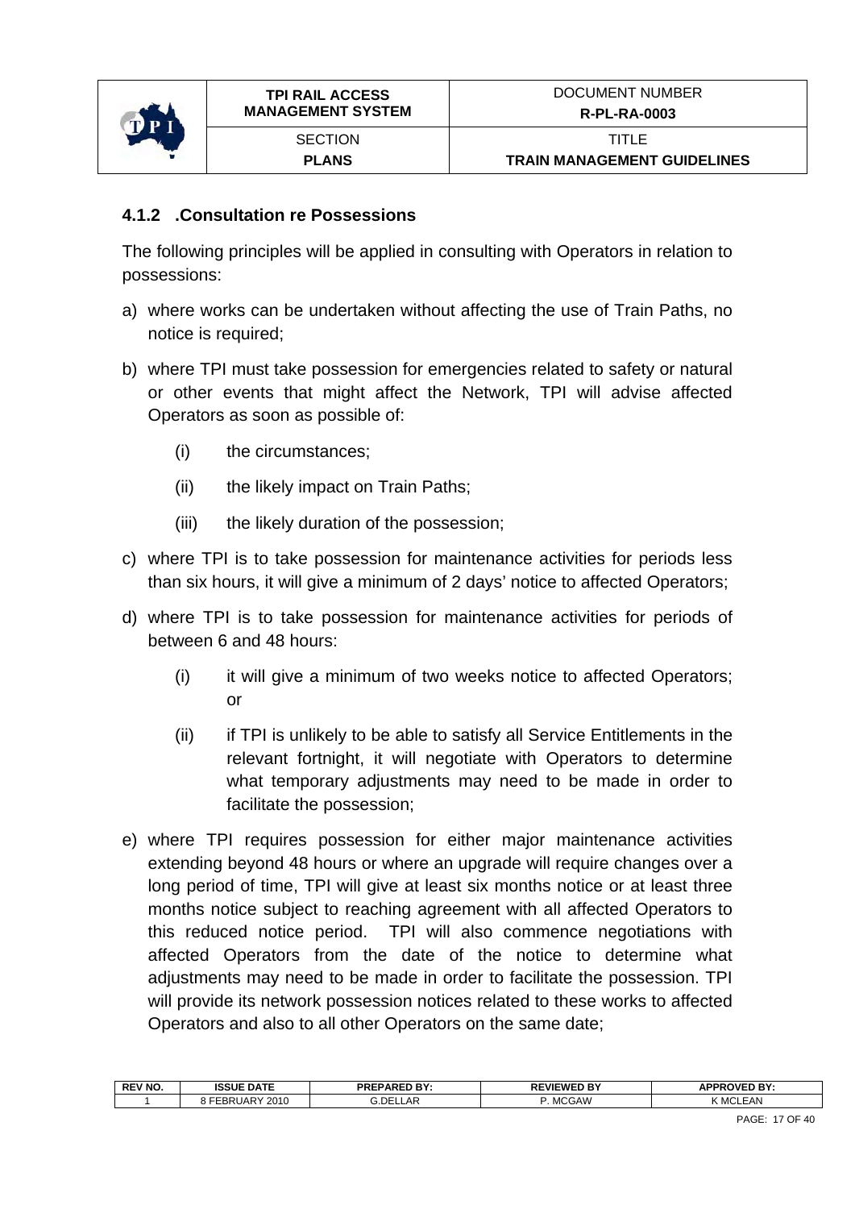#### 4.1.2 .Consultation re Possessions

The following principles will be applied in consulting with Operators in relation to possessions:

a) where works can be undertaken without affecting the use of Train Paths, no notice is required;

b) where TPI must take possession for emergencies related to safety or natural or other events that might affect the Network, TPI will advise affected Operators as soon as possible of:

   (i) the circumstances;

   (ii) the likely impact on Train Paths;

   (iii) the likely duration of the possession;

c) where TPI is to take possession for maintenance activities for periods less than six hours, it will give a minimum of 2 days' notice to affected Operators;

d) where TPI is to take possession for maintenance activities for periods of between 6 and 48 hours:

   (i) it will give a minimum of two weeks notice to affected Operators; or

   (ii) if TPI is unlikely to be able to satisfy all Service Entitlements in the relevant fortnight, it will negotiate with Operators to determine what temporary adjustments may need to be made in order to facilitate the possession;

e) where TPI requires possession for either major maintenance activities extending beyond 48 hours or where an upgrade will require changes over a long period of time, TPI will give at least six months notice or at least three months notice subject to reaching agreement with all affected Operators to this reduced notice period. TPI will also commence negotiations with affected Operators from the date of the notice to determine what adjustments may need to be made in order to facilitate the possession. TPI will provide its network possession notices related to these works to affected Operators and also to all other Operators on the same date;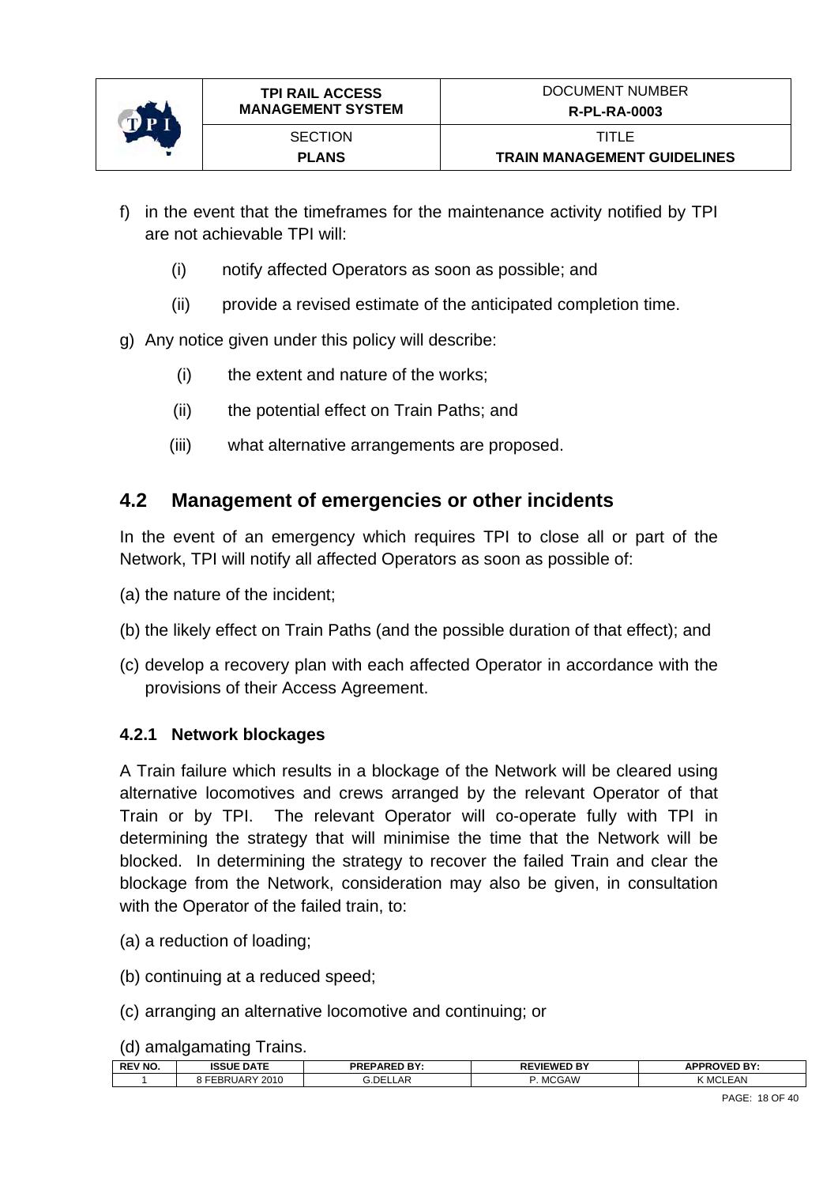f) in the event that the timeframes for the maintenance activity notified by TPI are not achievable TPI will:

   (i) notify affected Operators as soon as possible; and

   (ii) provide a revised estimate of the anticipated completion time.

g) Any notice given under this policy will describe:

   (i) the extent and nature of the works;

   (ii) the potential effect on Train Paths; and

   (iii) what alternative arrangements are proposed.

## 4.2 Management of emergencies or other incidents

In the event of an emergency which requires TPI to close all or part of the Network, TPI will notify all affected Operators as soon as possible of:

(a) the nature of the incident;

(b) the likely effect on Train Paths (and the possible duration of that effect); and

(c) develop a recovery plan with each affected Operator in accordance with the provisions of their Access Agreement.

### 4.2.1 Network blockages

A Train failure which results in a blockage of the Network will be cleared using alternative locomotives and crews arranged by the relevant Operator of that Train or by TPI. The relevant Operator will co-operate fully with TPI in determining the strategy that will minimise the time that the Network will be blocked. In determining the strategy to recover the failed Train and clear the blockage from the Network, consideration may also be given, in consultation with the Operator of the failed train, to:

(a) a reduction of loading;

(b) continuing at a reduced speed;

(c) arranging an alternative locomotive and continuing; or

(d) amalgamating Trains.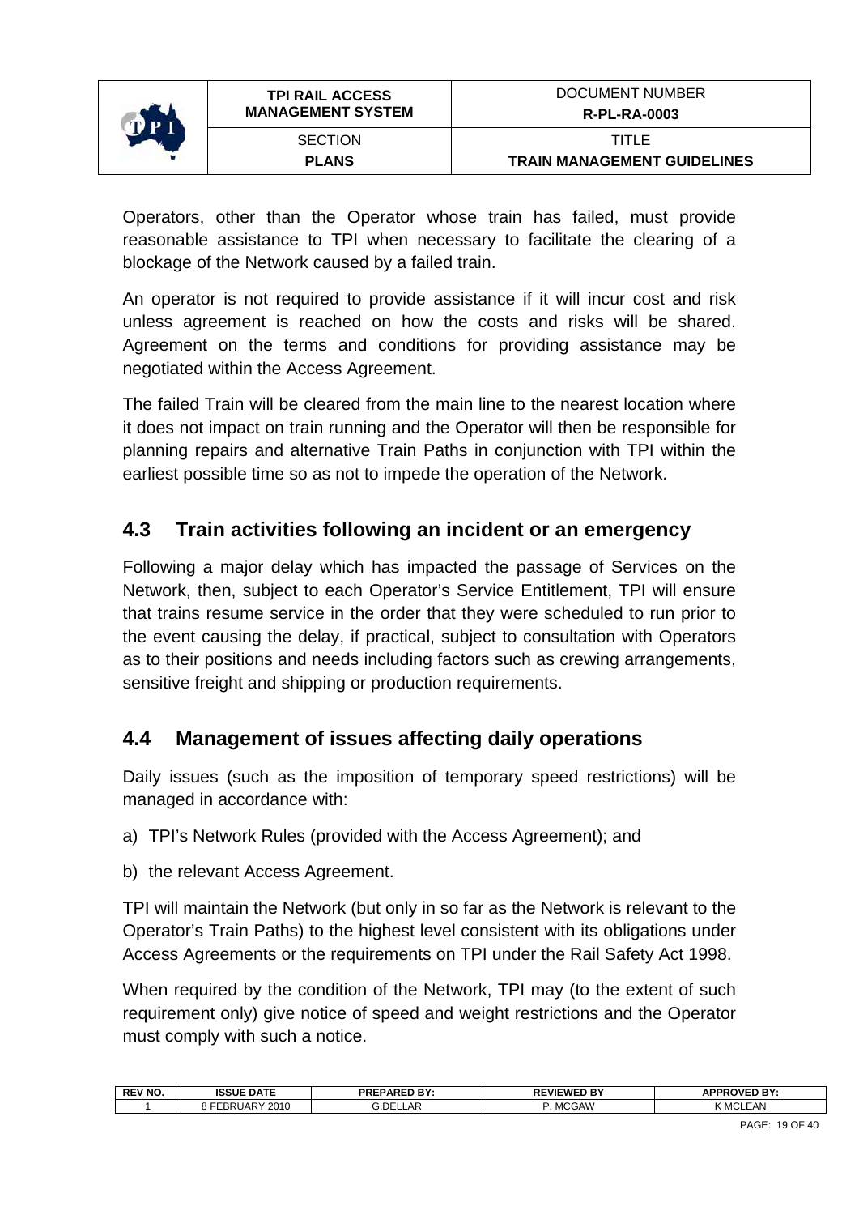Operators, other than the Operator whose train has failed, must provide reasonable assistance to TPI when necessary to facilitate the clearing of a blockage of the Network caused by a failed train.

An operator is not required to provide assistance if it will incur cost and risk unless agreement is reached on how the costs and risks will be shared. Agreement on the terms and conditions for providing assistance may be negotiated within the Access Agreement.

The failed Train will be cleared from the main line to the nearest location where it does not impact on train running and the Operator will then be responsible for planning repairs and alternative Train Paths in conjunction with TPI within the earliest possible time so as not to impede the operation of the Network.

## 4.3 Train activities following an incident or an emergency

Following a major delay which has impacted the passage of Services on the Network, then, subject to each Operator's Service Entitlement, TPI will ensure that trains resume service in the order that they were scheduled to run prior to the event causing the delay, if practical, subject to consultation with Operators as to their positions and needs including factors such as crewing arrangements, sensitive freight and shipping or production requirements.

## 4.4 Management of issues affecting daily operations

Daily issues (such as the imposition of temporary speed restrictions) will be managed in accordance with:

a) TPI's Network Rules (provided with the Access Agreement); and

b) the relevant Access Agreement.

TPI will maintain the Network (but only in so far as the Network is relevant to the Operator's Train Paths) to the highest level consistent with its obligations under Access Agreements or the requirements on TPI under the Rail Safety Act 1998.

When required by the condition of the Network, TPI may (to the extent of such requirement only) give notice of speed and weight restrictions and the Operator must comply with such a notice.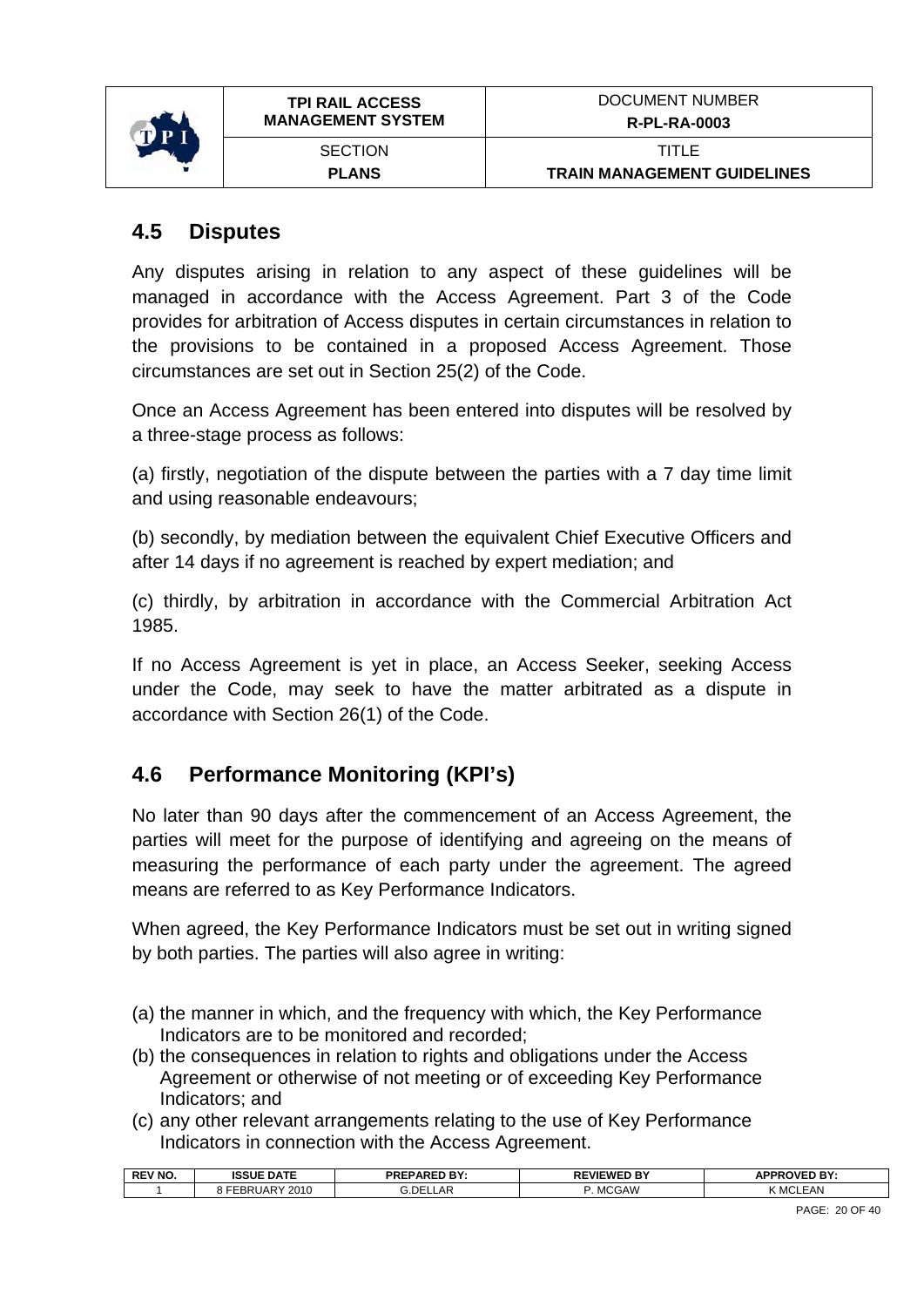## 4.5 Disputes

Any disputes arising in relation to any aspect of these guidelines will be managed in accordance with the Access Agreement. Part 3 of the Code provides for arbitration of Access disputes in certain circumstances in relation to the provisions to be contained in a proposed Access Agreement. Those circumstances are set out in Section 25(2) of the Code.

Once an Access Agreement has been entered into disputes will be resolved by a three-stage process as follows:

(a) firstly, negotiation of the dispute between the parties with a 7 day time limit and using reasonable endeavours;

(b) secondly, by mediation between the equivalent Chief Executive Officers and after 14 days if no agreement is reached by expert mediation; and

(c) thirdly, by arbitration in accordance with the Commercial Arbitration Act 1985.

If no Access Agreement is yet in place, an Access Seeker, seeking Access under the Code, may seek to have the matter arbitrated as a dispute in accordance with Section 26(1) of the Code.

## 4.6 Performance Monitoring (KPI's)

No later than 90 days after the commencement of an Access Agreement, the parties will meet for the purpose of identifying and agreeing on the means of measuring the performance of each party under the agreement. The agreed means are referred to as Key Performance Indicators.

When agreed, the Key Performance Indicators must be set out in writing signed by both parties. The parties will also agree in writing:

(a) the manner in which, and the frequency with which, the Key Performance Indicators are to be monitored and recorded;
(b) the consequences in relation to rights and obligations under the Access Agreement or otherwise of not meeting or of exceeding Key Performance Indicators; and
(c) any other relevant arrangements relating to the use of Key Performance Indicators in connection with the Access Agreement.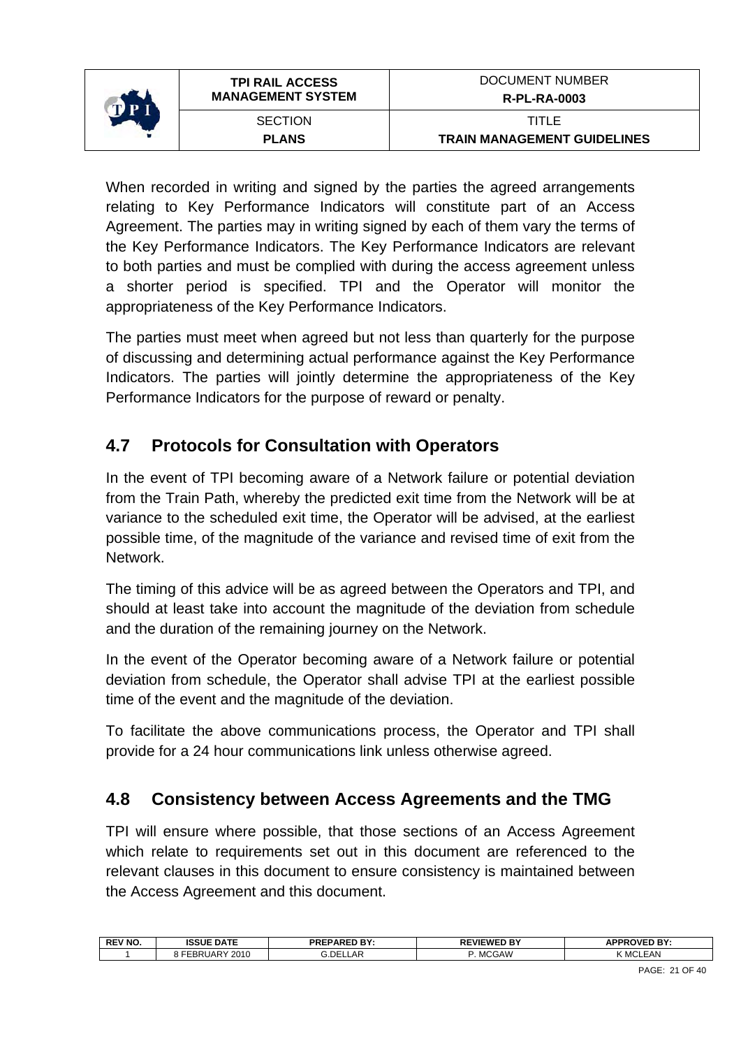When recorded in writing and signed by the parties the agreed arrangements relating to Key Performance Indicators will constitute part of an Access Agreement. The parties may in writing signed by each of them vary the terms of the Key Performance Indicators. The Key Performance Indicators are relevant to both parties and must be complied with during the access agreement unless a shorter period is specified. TPI and the Operator will monitor the appropriateness of the Key Performance Indicators.

The parties must meet when agreed but not less than quarterly for the purpose of discussing and determining actual performance against the Key Performance Indicators. The parties will jointly determine the appropriateness of the Key Performance Indicators for the purpose of reward or penalty.

## 4.7 Protocols for Consultation with Operators

In the event of TPI becoming aware of a Network failure or potential deviation from the Train Path, whereby the predicted exit time from the Network will be at variance to the scheduled exit time, the Operator will be advised, at the earliest possible time, of the magnitude of the variance and revised time of exit from the Network.

The timing of this advice will be as agreed between the Operators and TPI, and should at least take into account the magnitude of the deviation from schedule and the duration of the remaining journey on the Network.

In the event of the Operator becoming aware of a Network failure or potential deviation from schedule, the Operator shall advise TPI at the earliest possible time of the event and the magnitude of the deviation.

To facilitate the above communications process, the Operator and TPI shall provide for a 24 hour communications link unless otherwise agreed.

## 4.8 Consistency between Access Agreements and the TMG

TPI will ensure where possible, that those sections of an Access Agreement which relate to requirements set out in this document are referenced to the relevant clauses in this document to ensure consistency is maintained between the Access Agreement and this document.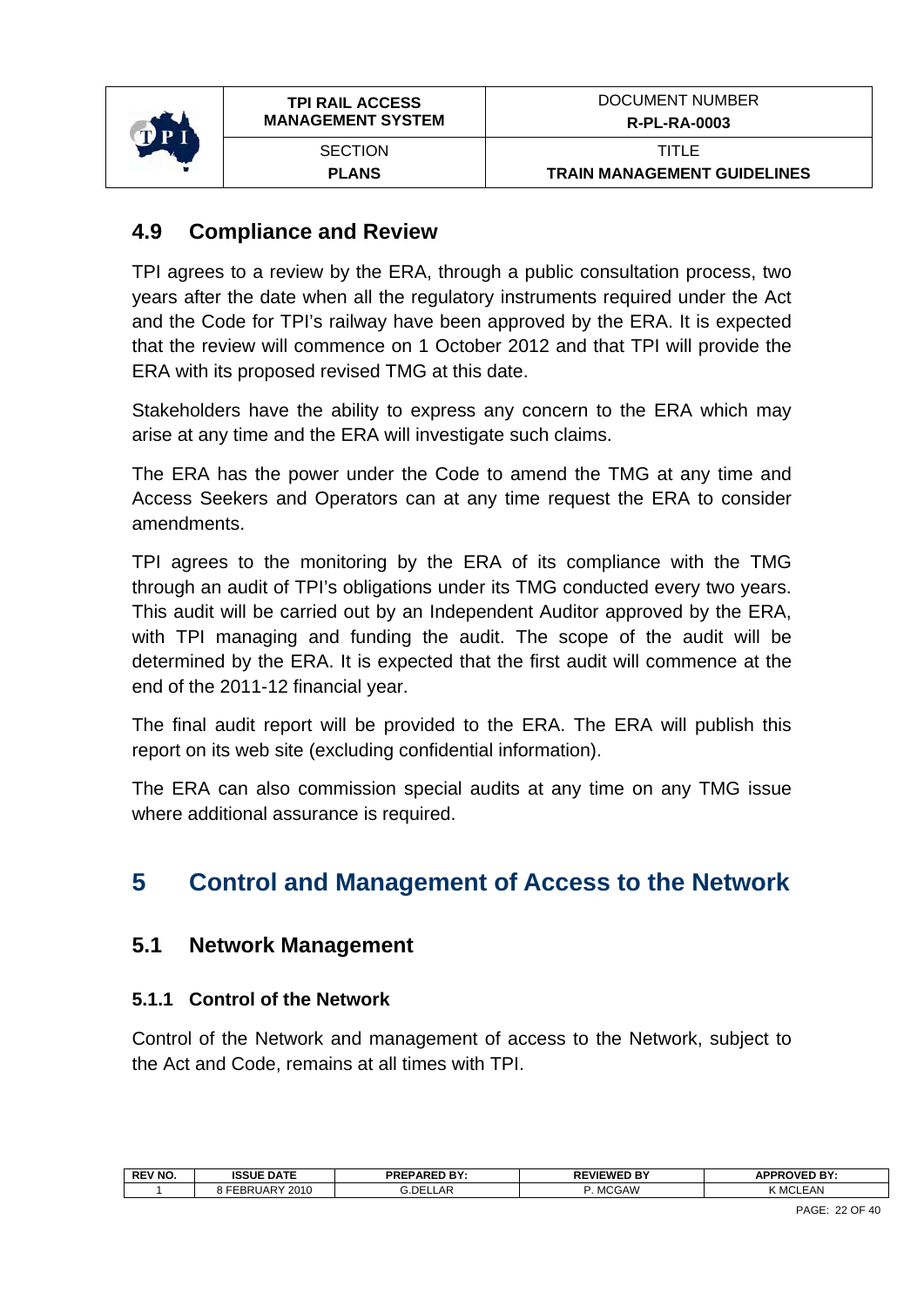## 4.9 Compliance and Review

TPI agrees to a review by the ERA, through a public consultation process, two years after the date when all the regulatory instruments required under the Act and the Code for TPI's railway have been approved by the ERA. It is expected that the review will commence on 1 October 2012 and that TPI will provide the ERA with its proposed revised TMG at this date.

Stakeholders have the ability to express any concern to the ERA which may arise at any time and the ERA will investigate such claims.

The ERA has the power under the Code to amend the TMG at any time and Access Seekers and Operators can at any time request the ERA to consider amendments.

TPI agrees to the monitoring by the ERA of its compliance with the TMG through an audit of TPI's obligations under its TMG conducted every two years. This audit will be carried out by an Independent Auditor approved by the ERA, with TPI managing and funding the audit. The scope of the audit will be determined by the ERA. It is expected that the first audit will commence at the end of the 2011-12 financial year.

The final audit report will be provided to the ERA. The ERA will publish this report on its web site (excluding confidential information).

The ERA can also commission special audits at any time on any TMG issue where additional assurance is required.

# 5 Control and Management of Access to the Network

## 5.1 Network Management

### 5.1.1 Control of the Network

Control of the Network and management of access to the Network, subject to the Act and Code, remains at all times with TPI.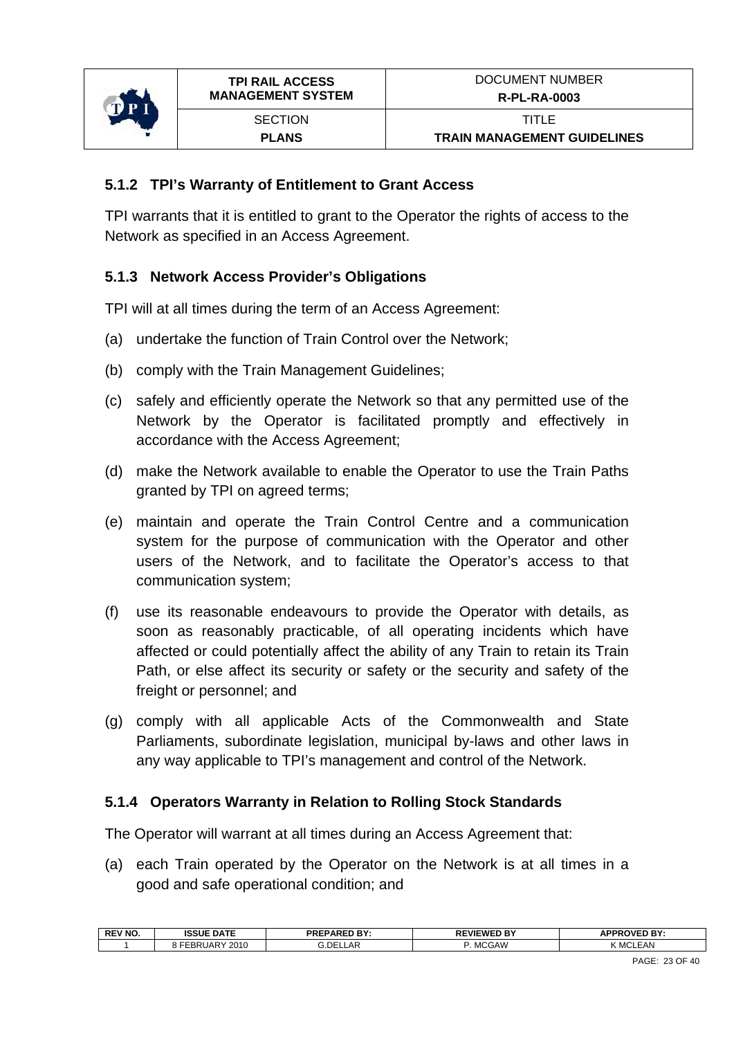### 5.1.2 TPI's Warranty of Entitlement to Grant Access

TPI warrants that it is entitled to grant to the Operator the rights of access to the Network as specified in an Access Agreement.

### 5.1.3 Network Access Provider's Obligations

TPI will at all times during the term of an Access Agreement:

(a) undertake the function of Train Control over the Network;

(b) comply with the Train Management Guidelines;

(c) safely and efficiently operate the Network so that any permitted use of the Network by the Operator is facilitated promptly and effectively in accordance with the Access Agreement;

(d) make the Network available to enable the Operator to use the Train Paths granted by TPI on agreed terms;

(e) maintain and operate the Train Control Centre and a communication system for the purpose of communication with the Operator and other users of the Network, and to facilitate the Operator's access to that communication system;

(f) use its reasonable endeavours to provide the Operator with details, as soon as reasonably practicable, of all operating incidents which have affected or could potentially affect the ability of any Train to retain its Train Path, or else affect its security or safety or the security and safety of the freight or personnel; and

(g) comply with all applicable Acts of the Commonwealth and State Parliaments, subordinate legislation, municipal by-laws and other laws in any way applicable to TPI's management and control of the Network.

### 5.1.4 Operators Warranty in Relation to Rolling Stock Standards

The Operator will warrant at all times during an Access Agreement that:

(a) each Train operated by the Operator on the Network is at all times in a good and safe operational condition; and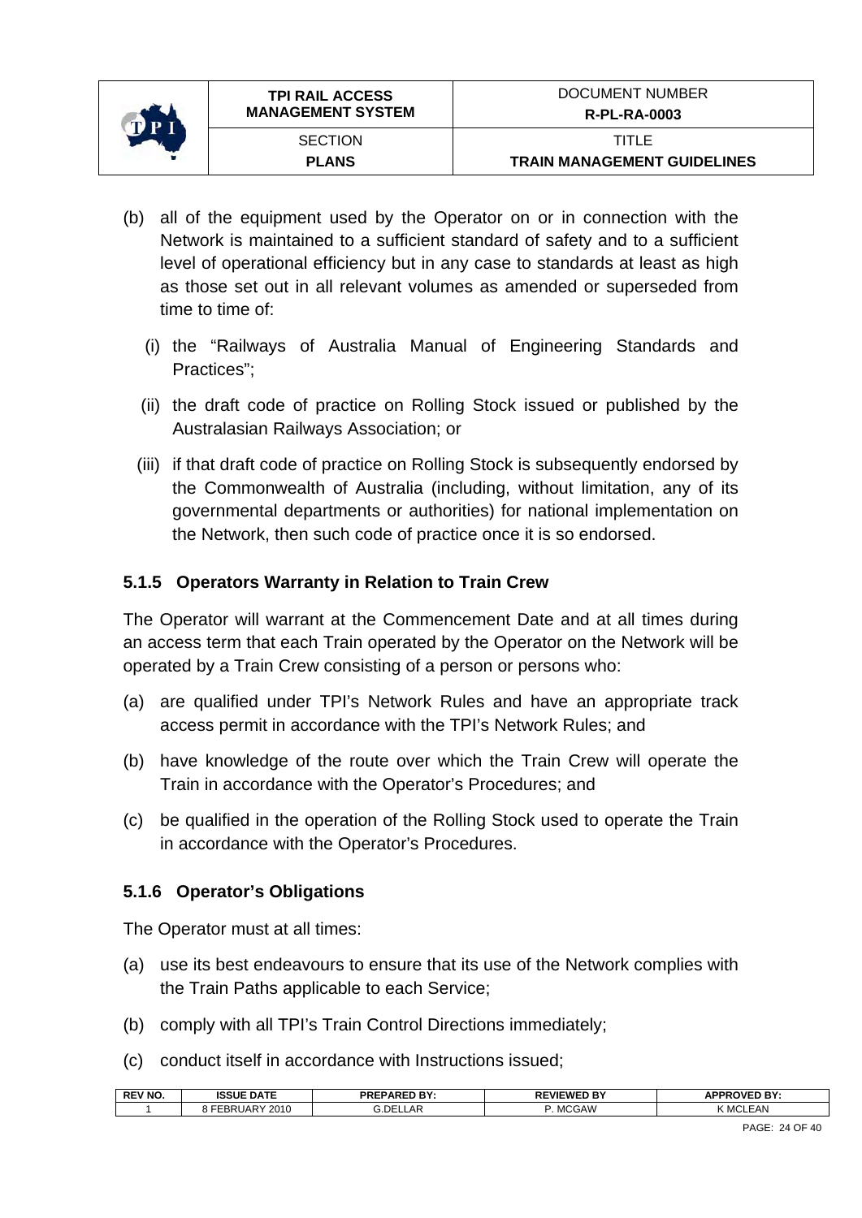(b) all of the equipment used by the Operator on or in connection with the Network is maintained to a sufficient standard of safety and to a sufficient level of operational efficiency but in any case to standards at least as high as those set out in all relevant volumes as amended or superseded from time to time of:

  (i) the "Railways of Australia Manual of Engineering Standards and Practices";

  (ii) the draft code of practice on Rolling Stock issued or published by the Australasian Railways Association; or

  (iii) if that draft code of practice on Rolling Stock is subsequently endorsed by the Commonwealth of Australia (including, without limitation, any of its governmental departments or authorities) for national implementation on the Network, then such code of practice once it is so endorsed.

### 5.1.5 Operators Warranty in Relation to Train Crew

The Operator will warrant at the Commencement Date and at all times during an access term that each Train operated by the Operator on the Network will be operated by a Train Crew consisting of a person or persons who:

(a) are qualified under TPI's Network Rules and have an appropriate track access permit in accordance with the TPI's Network Rules; and

(b) have knowledge of the route over which the Train Crew will operate the Train in accordance with the Operator's Procedures; and

(c) be qualified in the operation of the Rolling Stock used to operate the Train in accordance with the Operator's Procedures.

### 5.1.6 Operator's Obligations

The Operator must at all times:

(a) use its best endeavours to ensure that its use of the Network complies with the Train Paths applicable to each Service;

(b) comply with all TPI's Train Control Directions immediately;

(c) conduct itself in accordance with Instructions issued;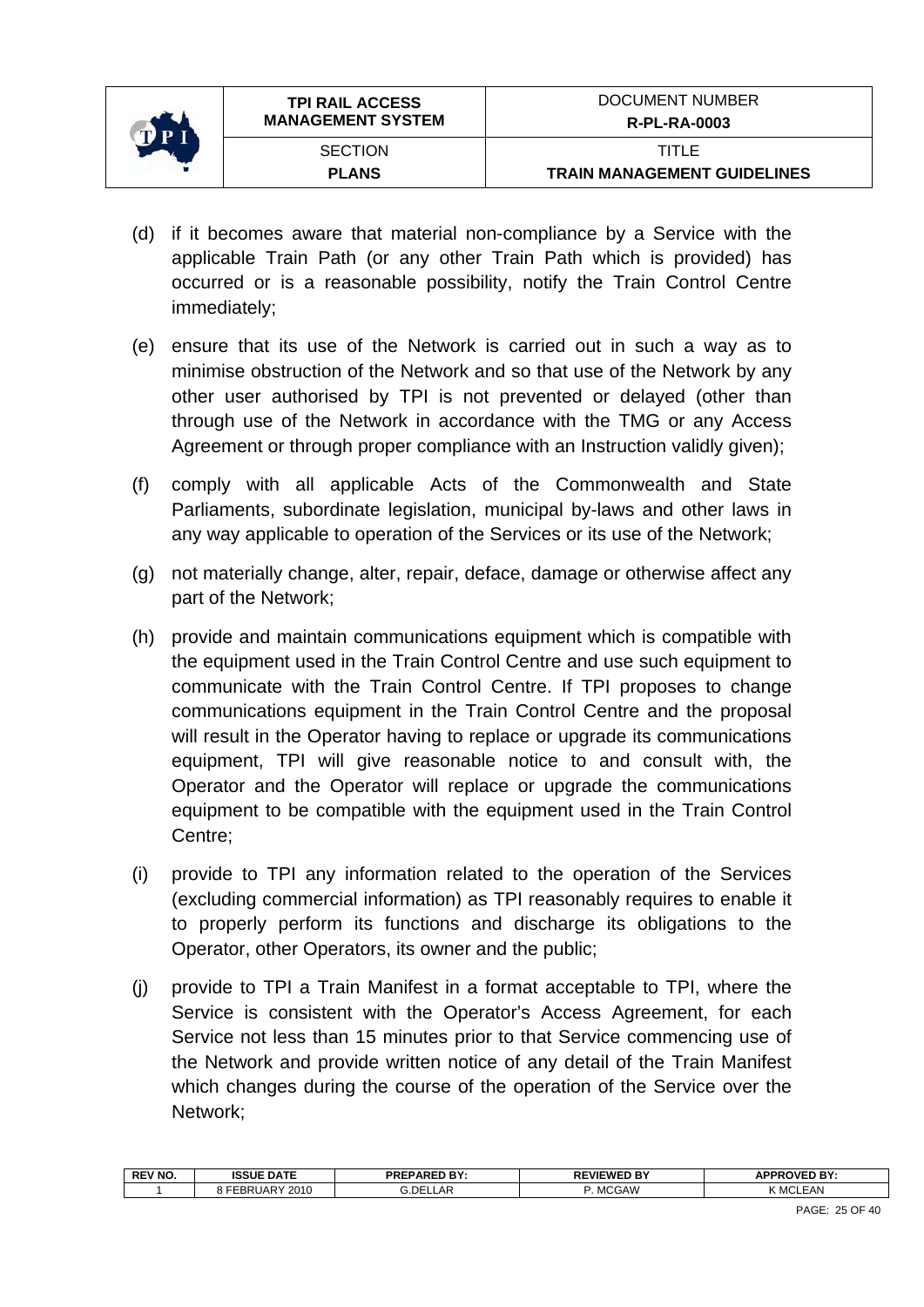(d) if it becomes aware that material non-compliance by a Service with the applicable Train Path (or any other Train Path which is provided) has occurred or is a reasonable possibility, notify the Train Control Centre immediately;

(e) ensure that its use of the Network is carried out in such a way as to minimise obstruction of the Network and so that use of the Network by any other user authorised by TPI is not prevented or delayed (other than through use of the Network in accordance with the TMG or any Access Agreement or through proper compliance with an Instruction validly given);

(f) comply with all applicable Acts of the Commonwealth and State Parliaments, subordinate legislation, municipal by-laws and other laws in any way applicable to operation of the Services or its use of the Network;

(g) not materially change, alter, repair, deface, damage or otherwise affect any part of the Network;

(h) provide and maintain communications equipment which is compatible with the equipment used in the Train Control Centre and use such equipment to communicate with the Train Control Centre. If TPI proposes to change communications equipment in the Train Control Centre and the proposal will result in the Operator having to replace or upgrade its communications equipment, TPI will give reasonable notice to and consult with, the Operator and the Operator will replace or upgrade the communications equipment to be compatible with the equipment used in the Train Control Centre;

(i) provide to TPI any information related to the operation of the Services (excluding commercial information) as TPI reasonably requires to enable it to properly perform its functions and discharge its obligations to the Operator, other Operators, its owner and the public;

(j) provide to TPI a Train Manifest in a format acceptable to TPI, where the Service is consistent with the Operator's Access Agreement, for each Service not less than 15 minutes prior to that Service commencing use of the Network and provide written notice of any detail of the Train Manifest which changes during the course of the operation of the Service over the Network;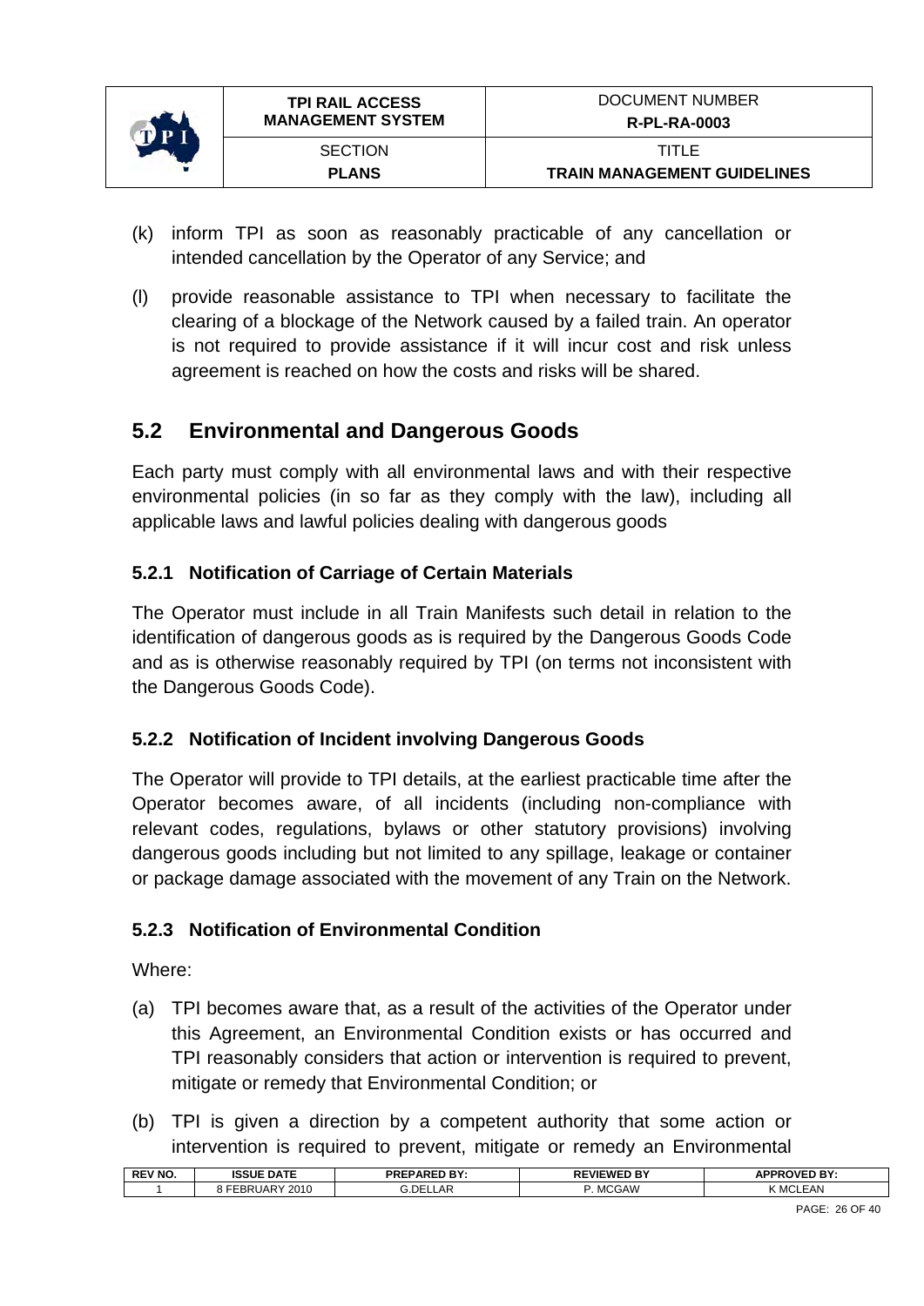(k) inform TPI as soon as reasonably practicable of any cancellation or intended cancellation by the Operator of any Service; and

(l) provide reasonable assistance to TPI when necessary to facilitate the clearing of a blockage of the Network caused by a failed train. An operator is not required to provide assistance if it will incur cost and risk unless agreement is reached on how the costs and risks will be shared.

## 5.2 Environmental and Dangerous Goods

Each party must comply with all environmental laws and with their respective environmental policies (in so far as they comply with the law), including all applicable laws and lawful policies dealing with dangerous goods

### 5.2.1 Notification of Carriage of Certain Materials

The Operator must include in all Train Manifests such detail in relation to the identification of dangerous goods as is required by the Dangerous Goods Code and as is otherwise reasonably required by TPI (on terms not inconsistent with the Dangerous Goods Code).

### 5.2.2 Notification of Incident involving Dangerous Goods

The Operator will provide to TPI details, at the earliest practicable time after the Operator becomes aware, of all incidents (including non-compliance with relevant codes, regulations, bylaws or other statutory provisions) involving dangerous goods including but not limited to any spillage, leakage or container or package damage associated with the movement of any Train on the Network.

### 5.2.3 Notification of Environmental Condition

Where:

(a) TPI becomes aware that, as a result of the activities of the Operator under this Agreement, an Environmental Condition exists or has occurred and TPI reasonably considers that action or intervention is required to prevent, mitigate or remedy that Environmental Condition; or

(b) TPI is given a direction by a competent authority that some action or intervention is required to prevent, mitigate or remedy an Environmental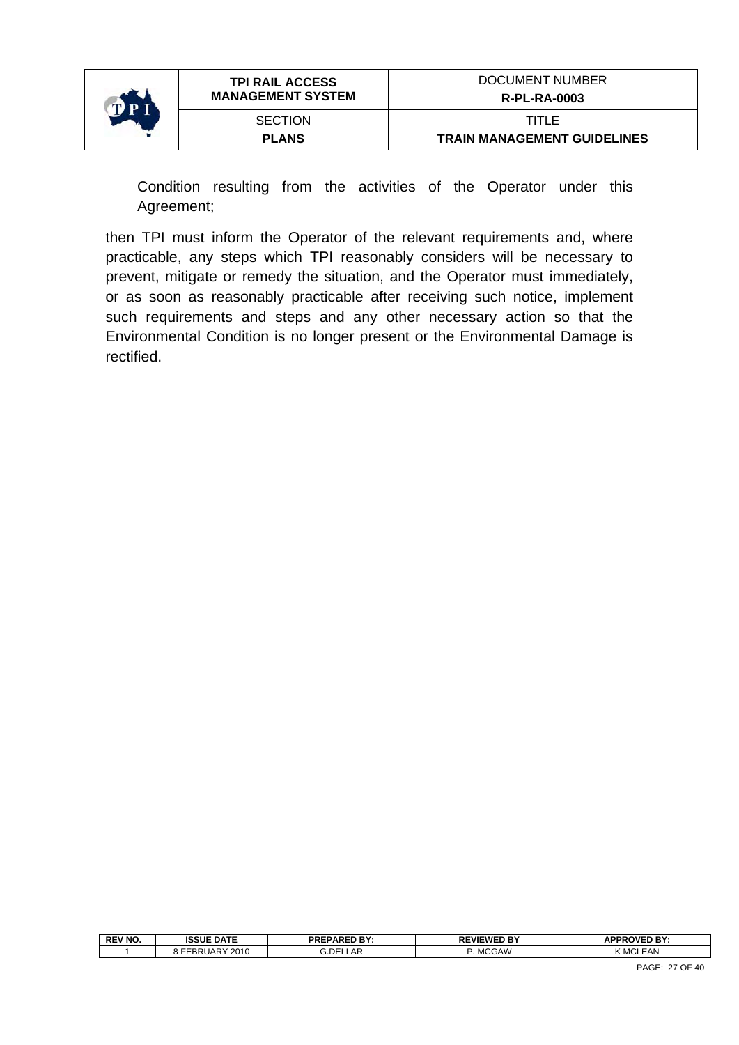Condition resulting from the activities of the Operator under this Agreement;

then TPI must inform the Operator of the relevant requirements and, where practicable, any steps which TPI reasonably considers will be necessary to prevent, mitigate or remedy the situation, and the Operator must immediately, or as soon as reasonably practicable after receiving such notice, implement such requirements and steps and any other necessary action so that the Environmental Condition is no longer present or the Environmental Damage is rectified.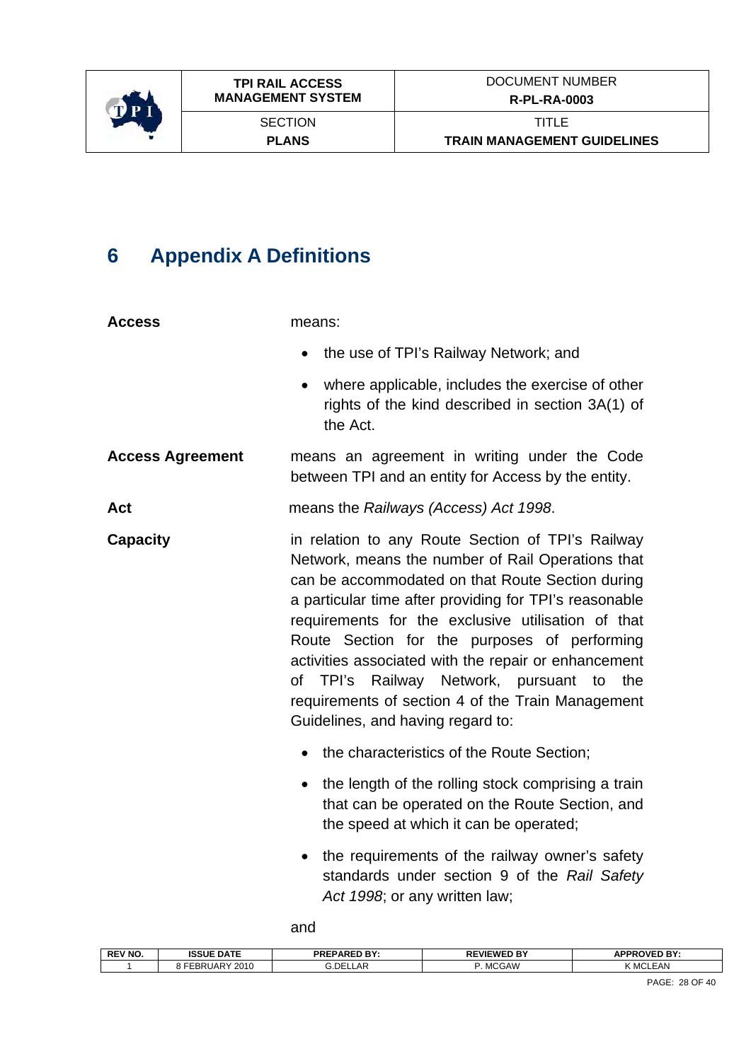# 6 Appendix A Definitions

**Access** means:

- the use of TPI's Railway Network; and
- where applicable, includes the exercise of other rights of the kind described in section 3A(1) of the Act.

**Access Agreement** means an agreement in writing under the Code between TPI and an entity for Access by the entity.

**Act** means the *Railways (Access) Act 1998*.

**Capacity** in relation to any Route Section of TPI's Railway Network, means the number of Rail Operations that can be accommodated on that Route Section during a particular time after providing for TPI's reasonable requirements for the exclusive utilisation of that Route Section for the purposes of performing activities associated with the repair or enhancement of TPI's Railway Network, pursuant to the requirements of section 4 of the Train Management Guidelines, and having regard to:

- the characteristics of the Route Section;
- the length of the rolling stock comprising a train that can be operated on the Route Section, and the speed at which it can be operated;
- the requirements of the railway owner's safety standards under section 9 of the *Rail Safety Act 1998*; or any written law;

and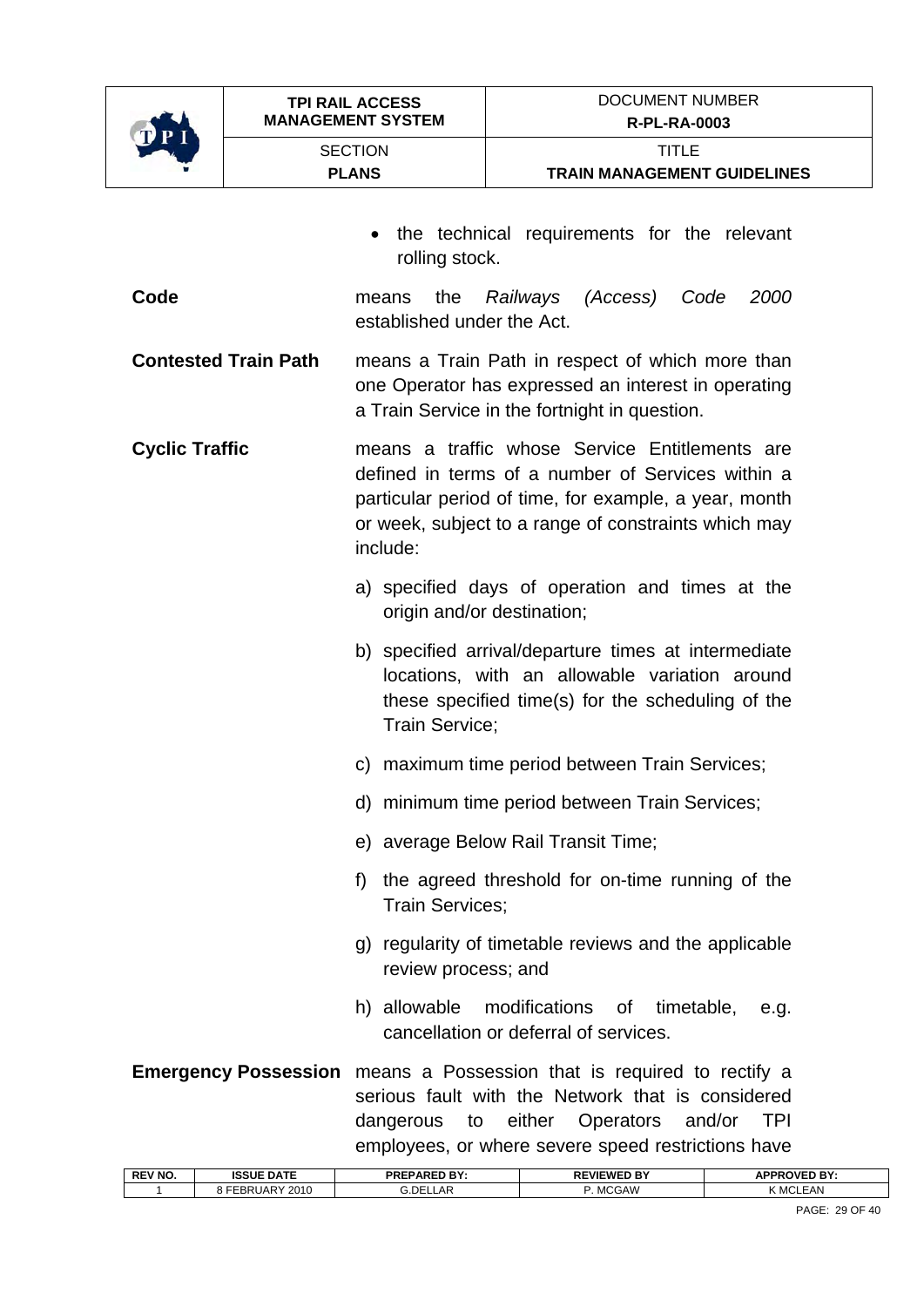- the technical requirements for the relevant rolling stock.

**Code** means the *Railways (Access) Code 2000* established under the Act.

**Contested Train Path** means a Train Path in respect of which more than one Operator has expressed an interest in operating a Train Service in the fortnight in question.

**Cyclic Traffic** means a traffic whose Service Entitlements are defined in terms of a number of Services within a particular period of time, for example, a year, month or week, subject to a range of constraints which may include:

a) specified days of operation and times at the origin and/or destination;

b) specified arrival/departure times at intermediate locations, with an allowable variation around these specified time(s) for the scheduling of the Train Service;

c) maximum time period between Train Services;

d) minimum time period between Train Services;

e) average Below Rail Transit Time;

f) the agreed threshold for on-time running of the Train Services;

g) regularity of timetable reviews and the applicable review process; and

h) allowable modifications of timetable, e.g. cancellation or deferral of services.

**Emergency Possession** means a Possession that is required to rectify a serious fault with the Network that is considered dangerous to either Operators and/or TPI employees, or where severe speed restrictions have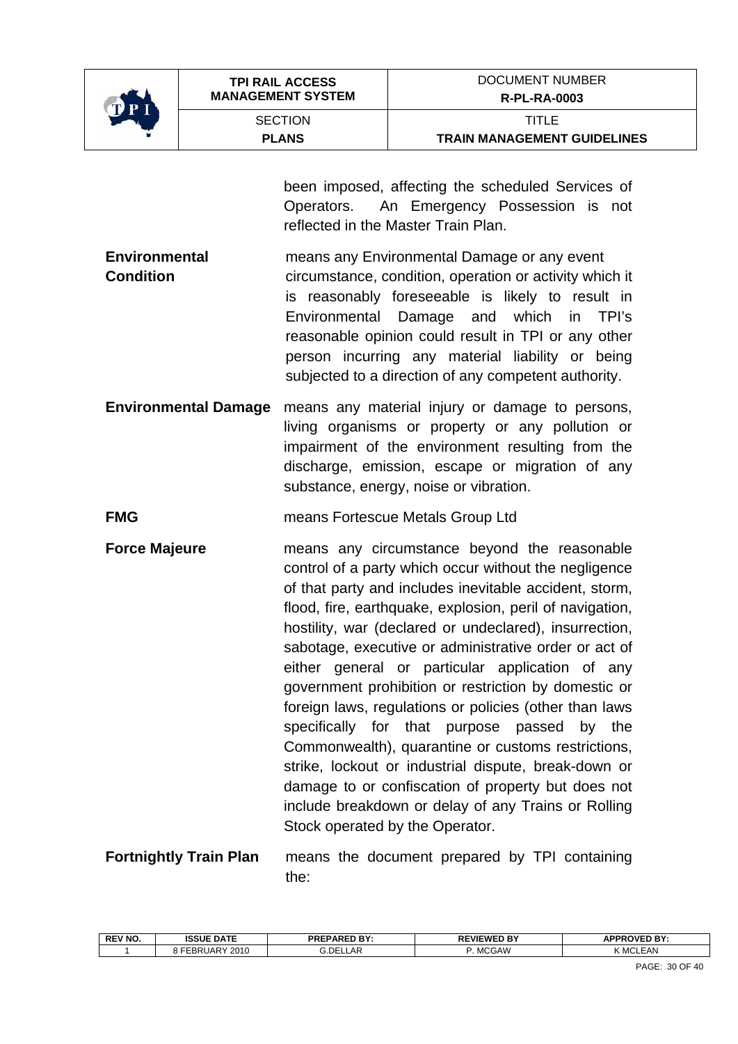been imposed, affecting the scheduled Services of Operators. An Emergency Possession is not reflected in the Master Train Plan.

**Environmental Condition** means any Environmental Damage or any event circumstance, condition, operation or activity which it is reasonably foreseeable is likely to result in Environmental Damage and which in TPI's reasonable opinion could result in TPI or any other person incurring any material liability or being subjected to a direction of any competent authority.

**Environmental Damage** means any material injury or damage to persons, living organisms or property or any pollution or impairment of the environment resulting from the discharge, emission, escape or migration of any substance, energy, noise or vibration.

**FMG** means Fortescue Metals Group Ltd

**Force Majeure** means any circumstance beyond the reasonable control of a party which occur without the negligence of that party and includes inevitable accident, storm, flood, fire, earthquake, explosion, peril of navigation, hostility, war (declared or undeclared), insurrection, sabotage, executive or administrative order or act of either general or particular application of any government prohibition or restriction by domestic or foreign laws, regulations or policies (other than laws specifically for that purpose passed by the Commonwealth), quarantine or customs restrictions, strike, lockout or industrial dispute, break-down or damage to or confiscation of property but does not include breakdown or delay of any Trains or Rolling Stock operated by the Operator.

**Fortnightly Train Plan** means the document prepared by TPI containing the: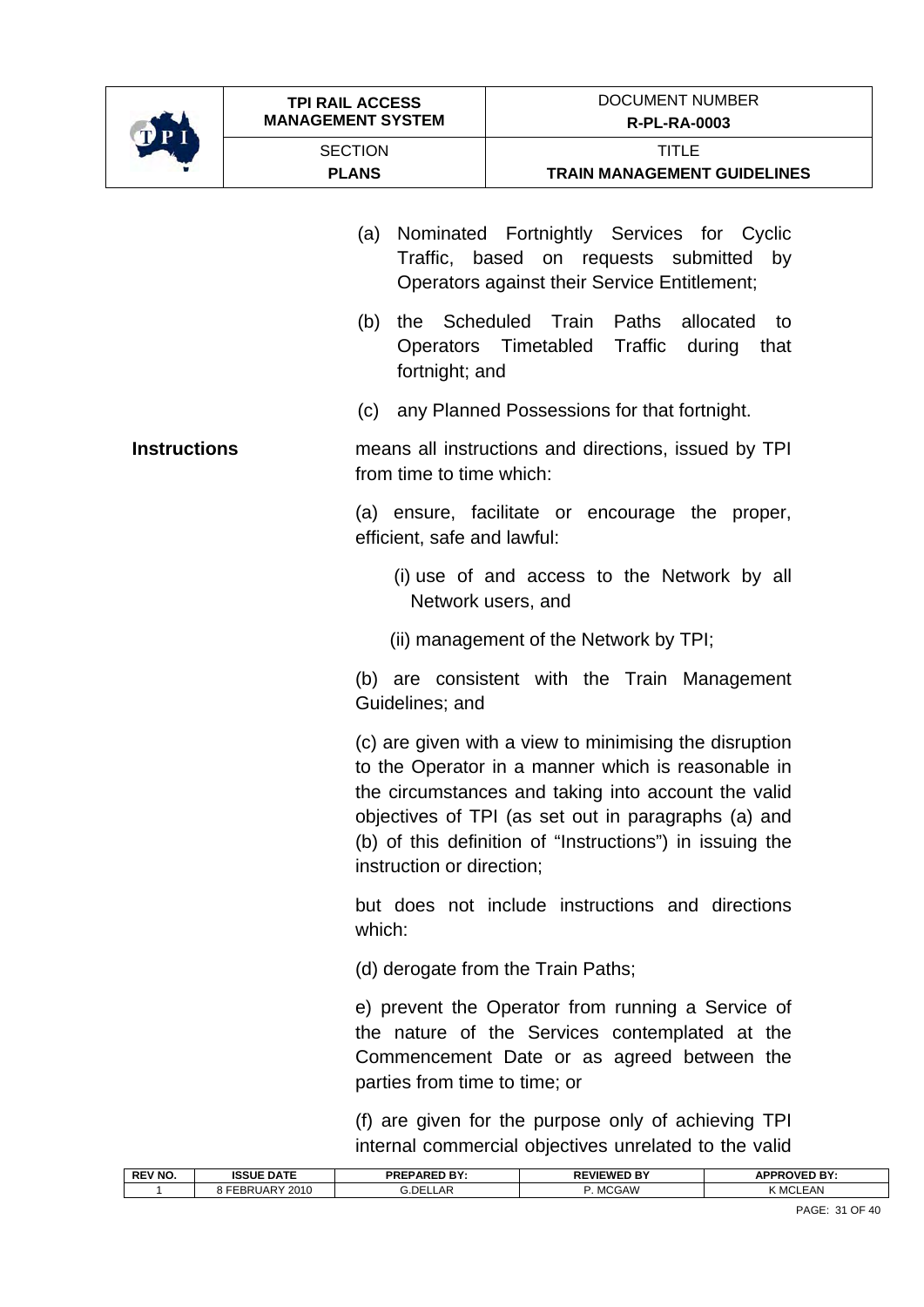(a) Nominated Fortnightly Services for Cyclic Traffic, based on requests submitted by Operators against their Service Entitlement;

(b) the Scheduled Train Paths allocated to Operators Timetabled Traffic during that fortnight; and

(c) any Planned Possessions for that fortnight.

**Instructions** means all instructions and directions, issued by TPI from time to time which:

(a) ensure, facilitate or encourage the proper, efficient, safe and lawful:

(i) use of and access to the Network by all Network users, and

(ii) management of the Network by TPI;

(b) are consistent with the Train Management Guidelines; and

(c) are given with a view to minimising the disruption to the Operator in a manner which is reasonable in the circumstances and taking into account the valid objectives of TPI (as set out in paragraphs (a) and (b) of this definition of "Instructions") in issuing the instruction or direction;

but does not include instructions and directions which:

(d) derogate from the Train Paths;

e) prevent the Operator from running a Service of the nature of the Services contemplated at the Commencement Date or as agreed between the parties from time to time; or

(f) are given for the purpose only of achieving TPI internal commercial objectives unrelated to the valid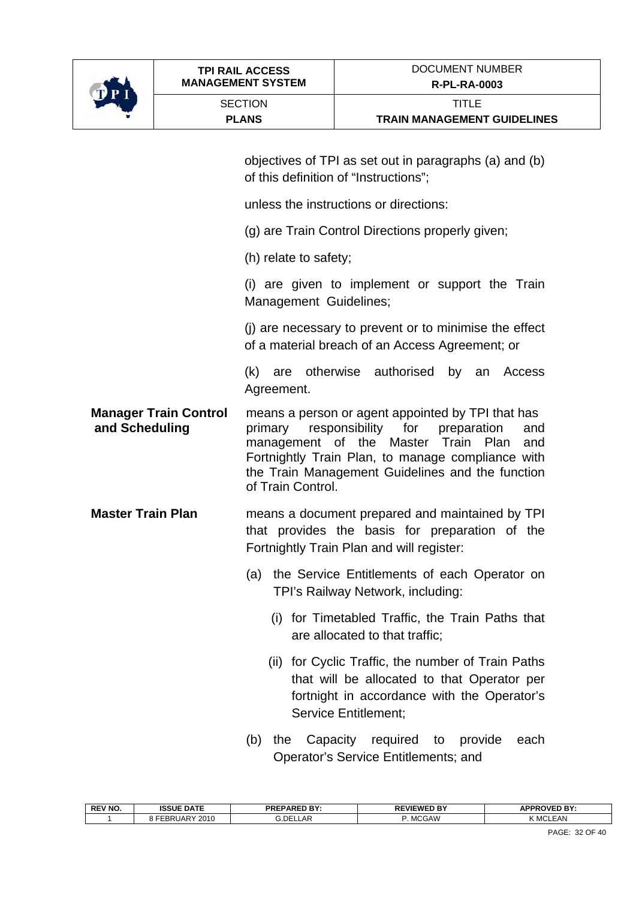objectives of TPI as set out in paragraphs (a) and (b) of this definition of "Instructions";

unless the instructions or directions:

(g) are Train Control Directions properly given;

(h) relate to safety;

(i) are given to implement or support the Train Management Guidelines;

(j) are necessary to prevent or to minimise the effect of a material breach of an Access Agreement; or

(k) are otherwise authorised by an Access Agreement.

**Manager Train Control and Scheduling** means a person or agent appointed by TPI that has primary responsibility for preparation and management of the Master Train Plan and Fortnightly Train Plan, to manage compliance with the Train Management Guidelines and the function of Train Control.

**Master Train Plan** means a document prepared and maintained by TPI that provides the basis for preparation of the Fortnightly Train Plan and will register:

(a) the Service Entitlements of each Operator on TPI's Railway Network, including:

(i) for Timetabled Traffic, the Train Paths that are allocated to that traffic;

(ii) for Cyclic Traffic, the number of Train Paths that will be allocated to that Operator per fortnight in accordance with the Operator's Service Entitlement;

(b) the Capacity required to provide each Operator's Service Entitlements; and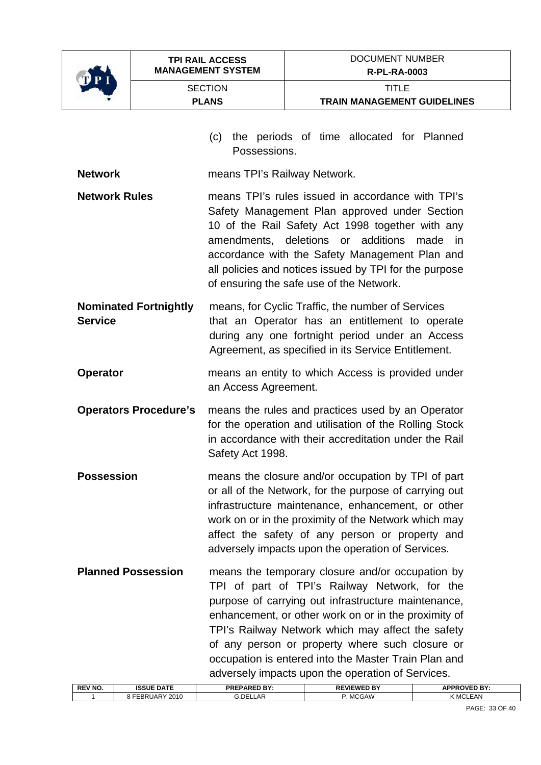(c) the periods of time allocated for Planned Possessions.

**Network** means TPI's Railway Network.

**Network Rules** means TPI's rules issued in accordance with TPI's Safety Management Plan approved under Section 10 of the Rail Safety Act 1998 together with any amendments, deletions or additions made in accordance with the Safety Management Plan and all policies and notices issued by TPI for the purpose of ensuring the safe use of the Network.

**Nominated Fortnightly Service** means, for Cyclic Traffic, the number of Services that an Operator has an entitlement to operate during any one fortnight period under an Access Agreement, as specified in its Service Entitlement.

**Operator** means an entity to which Access is provided under an Access Agreement.

**Operators Procedure's** means the rules and practices used by an Operator for the operation and utilisation of the Rolling Stock in accordance with their accreditation under the Rail Safety Act 1998.

**Possession** means the closure and/or occupation by TPI of part or all of the Network, for the purpose of carrying out infrastructure maintenance, enhancement, or other work on or in the proximity of the Network which may affect the safety of any person or property and adversely impacts upon the operation of Services.

**Planned Possession** means the temporary closure and/or occupation by TPI of part of TPI's Railway Network, for the purpose of carrying out infrastructure maintenance, enhancement, or other work on or in the proximity of TPI's Railway Network which may affect the safety of any person or property where such closure or occupation is entered into the Master Train Plan and adversely impacts upon the operation of Services.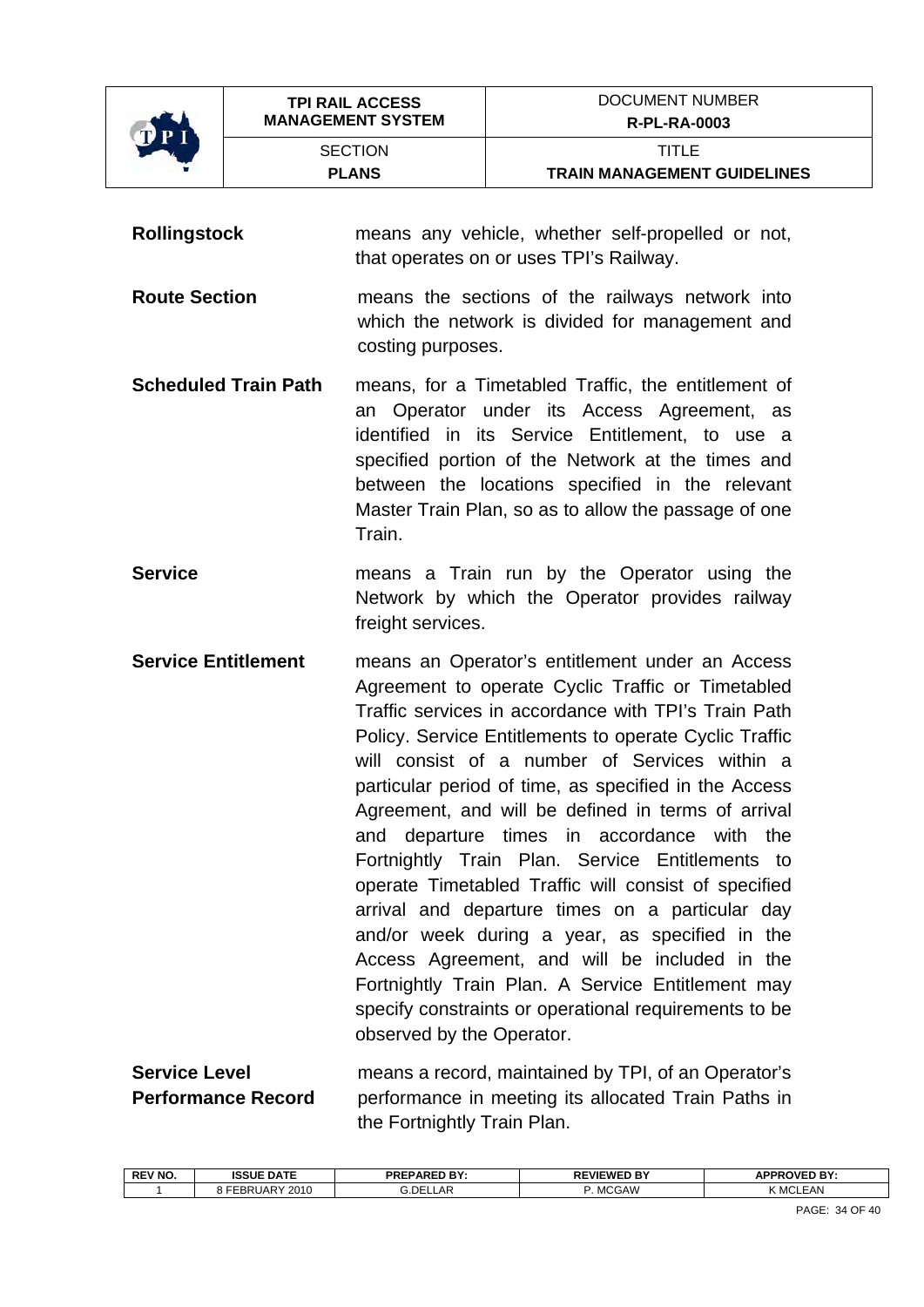**Rollingstock** means any vehicle, whether self-propelled or not, that operates on or uses TPI's Railway.

**Route Section** means the sections of the railways network into which the network is divided for management and costing purposes.

**Scheduled Train Path** means, for a Timetabled Traffic, the entitlement of an Operator under its Access Agreement, as identified in its Service Entitlement, to use a specified portion of the Network at the times and between the locations specified in the relevant Master Train Plan, so as to allow the passage of one Train.

**Service** means a Train run by the Operator using the Network by which the Operator provides railway freight services.

**Service Entitlement** means an Operator's entitlement under an Access Agreement to operate Cyclic Traffic or Timetabled Traffic services in accordance with TPI's Train Path Policy. Service Entitlements to operate Cyclic Traffic will consist of a number of Services within a particular period of time, as specified in the Access Agreement, and will be defined in terms of arrival and departure times in accordance with the Fortnightly Train Plan. Service Entitlements to operate Timetabled Traffic will consist of specified arrival and departure times on a particular day and/or week during a year, as specified in the Access Agreement, and will be included in the Fortnightly Train Plan. A Service Entitlement may specify constraints or operational requirements to be observed by the Operator.

**Service Level Performance Record** means a record, maintained by TPI, of an Operator's performance in meeting its allocated Train Paths in the Fortnightly Train Plan.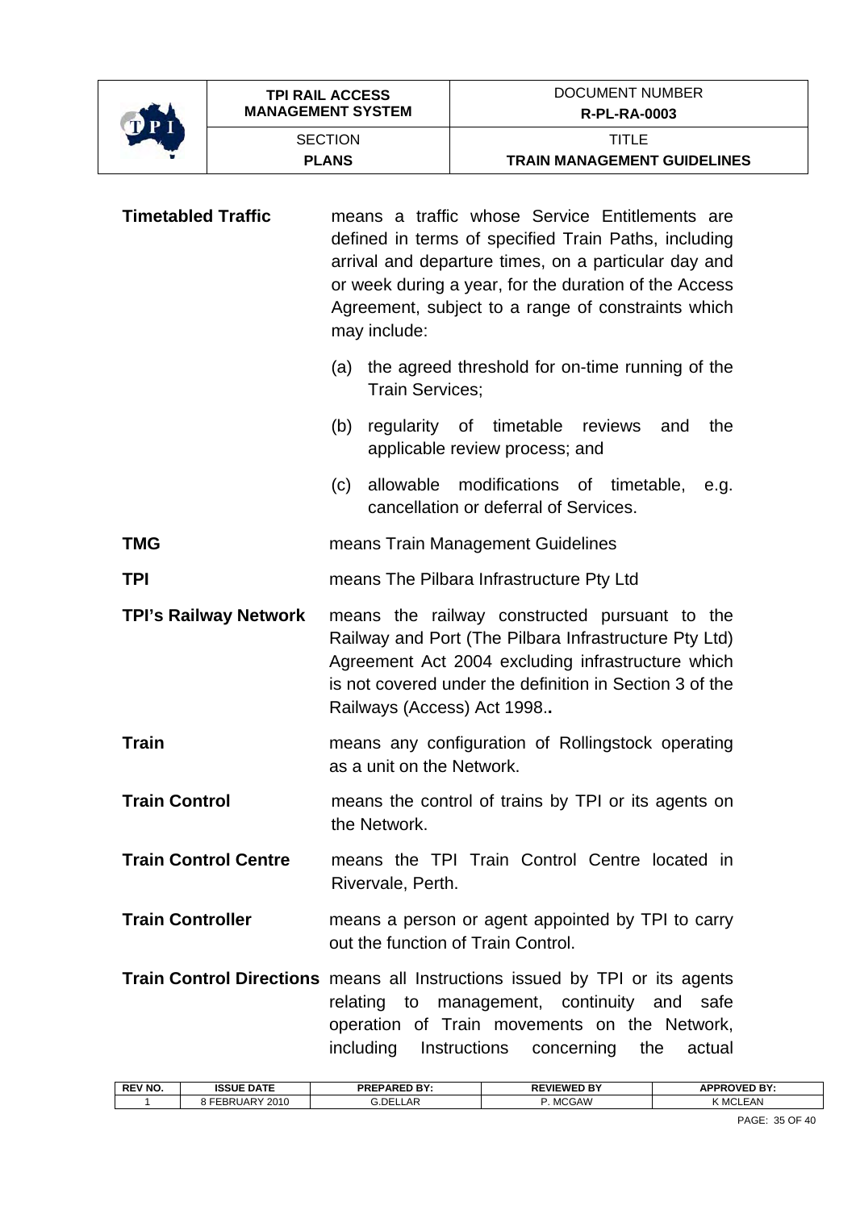**Timetabled Traffic** means a traffic whose Service Entitlements are defined in terms of specified Train Paths, including arrival and departure times, on a particular day and or week during a year, for the duration of the Access Agreement, subject to a range of constraints which may include:

(a) the agreed threshold for on-time running of the Train Services;

(b) regularity of timetable reviews and the applicable review process; and

(c) allowable modifications of timetable, e.g. cancellation or deferral of Services.

**TMG** means Train Management Guidelines

**TPI** means The Pilbara Infrastructure Pty Ltd

**TPI's Railway Network** means the railway constructed pursuant to the Railway and Port (The Pilbara Infrastructure Pty Ltd) Agreement Act 2004 excluding infrastructure which is not covered under the definition in Section 3 of the Railways (Access) Act 1998**.**.

**Train** means any configuration of Rollingstock operating as a unit on the Network.

**Train Control** means the control of trains by TPI or its agents on the Network.

**Train Control Centre** means the TPI Train Control Centre located in Rivervale, Perth.

**Train Controller** means a person or agent appointed by TPI to carry out the function of Train Control.

**Train Control Directions** means all Instructions issued by TPI or its agents relating to management, continuity and safe operation of Train movements on the Network, including Instructions concerning the actual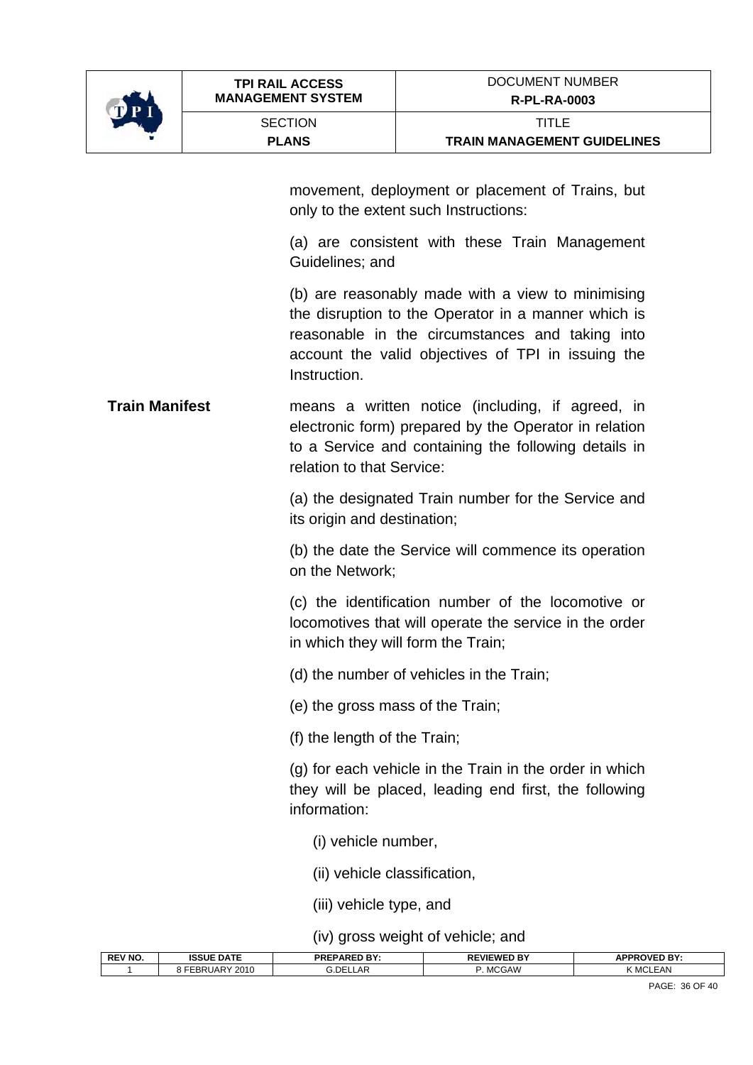movement, deployment or placement of Trains, but only to the extent such Instructions:

(a) are consistent with these Train Management Guidelines; and

(b) are reasonably made with a view to minimising the disruption to the Operator in a manner which is reasonable in the circumstances and taking into account the valid objectives of TPI in issuing the Instruction.

**Train Manifest** means a written notice (including, if agreed, in electronic form) prepared by the Operator in relation to a Service and containing the following details in relation to that Service:

(a) the designated Train number for the Service and its origin and destination;

(b) the date the Service will commence its operation on the Network;

(c) the identification number of the locomotive or locomotives that will operate the service in the order in which they will form the Train;

(d) the number of vehicles in the Train;

(e) the gross mass of the Train;

(f) the length of the Train;

(g) for each vehicle in the Train in the order in which they will be placed, leading end first, the following information:

(i) vehicle number,

(ii) vehicle classification,

(iii) vehicle type, and

(iv) gross weight of vehicle; and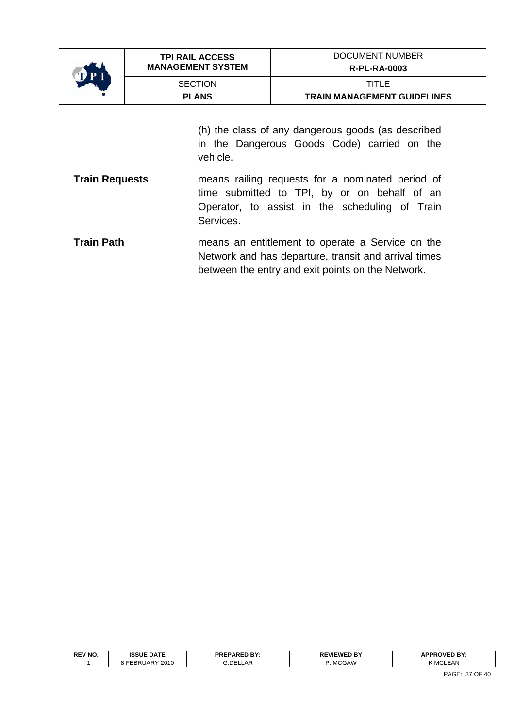(h) the class of any dangerous goods (as described in the Dangerous Goods Code) carried on the vehicle.

**Train Requests** means railing requests for a nominated period of time submitted to TPI, by or on behalf of an Operator, to assist in the scheduling of Train Services.

**Train Path** means an entitlement to operate a Service on the Network and has departure, transit and arrival times between the entry and exit points on the Network.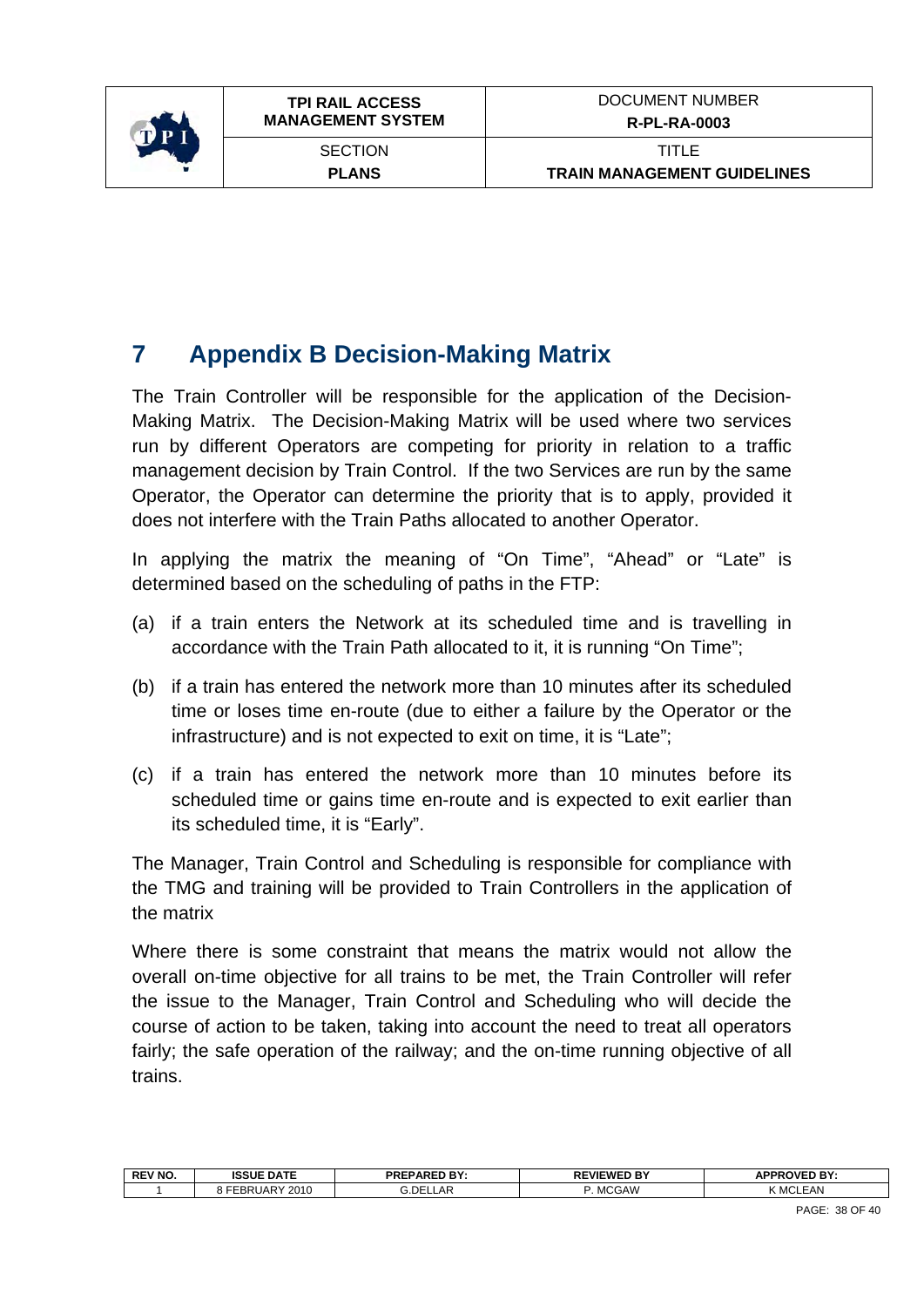# 7 Appendix B Decision-Making Matrix

The Train Controller will be responsible for the application of the Decision-Making Matrix. The Decision-Making Matrix will be used where two services run by different Operators are competing for priority in relation to a traffic management decision by Train Control. If the two Services are run by the same Operator, the Operator can determine the priority that is to apply, provided it does not interfere with the Train Paths allocated to another Operator.

In applying the matrix the meaning of "On Time", "Ahead" or "Late" is determined based on the scheduling of paths in the FTP:

(a) if a train enters the Network at its scheduled time and is travelling in accordance with the Train Path allocated to it, it is running "On Time";

(b) if a train has entered the network more than 10 minutes after its scheduled time or loses time en-route (due to either a failure by the Operator or the infrastructure) and is not expected to exit on time, it is "Late";

(c) if a train has entered the network more than 10 minutes before its scheduled time or gains time en-route and is expected to exit earlier than its scheduled time, it is "Early".

The Manager, Train Control and Scheduling is responsible for compliance with the TMG and training will be provided to Train Controllers in the application of the matrix

Where there is some constraint that means the matrix would not allow the overall on-time objective for all trains to be met, the Train Controller will refer the issue to the Manager, Train Control and Scheduling who will decide the course of action to be taken, taking into account the need to treat all operators fairly; the safe operation of the railway; and the on-time running objective of all trains.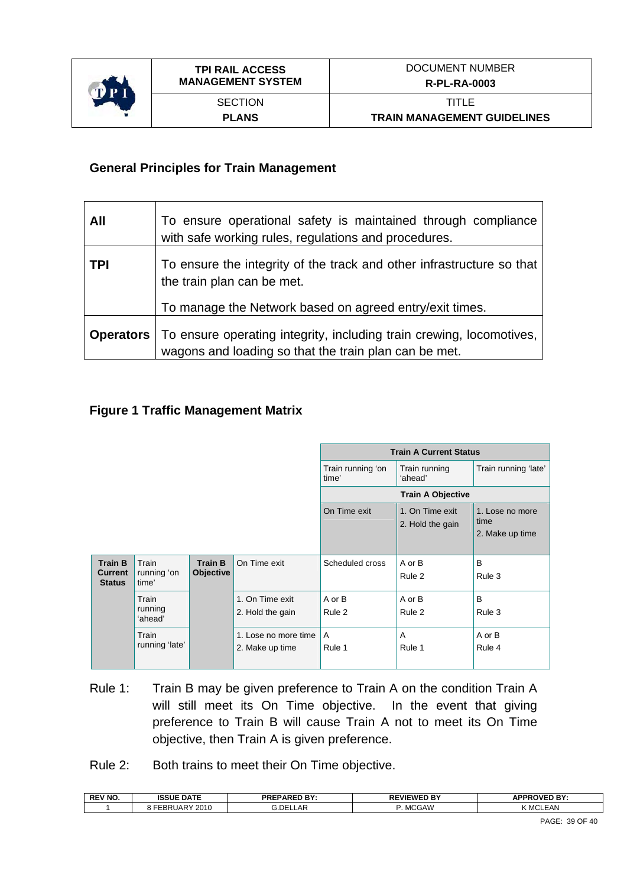## General Principles for Train Management

| | |
|---|---|
| **All** | To ensure operational safety is maintained through compliance with safe working rules, regulations and procedures. |
| **TPI** | To ensure the integrity of the track and other infrastructure so that the train plan can be met.<br><br>To manage the Network based on agreed entry/exit times. |
| **Operators** | To ensure operating integrity, including train crewing, locomotives, wagons and loading so that the train plan can be met. |

## Figure 1 Traffic Management Matrix

| | | | | **Train A Current Status** | | |
|---|---|---|---|---|---|---|
| | | | | Train running 'on time' | Train running 'ahead' | Train running 'late' |
| | | | | **Train A Objective** | | |
| | | | | On Time exit | 1. On Time exit<br>2. Hold the gain | 1. Lose no more time<br>2. Make up time |
| **Train B Current Status** | Train running 'on time' | **Train B Objective** | On Time exit | Scheduled cross | A or B<br>Rule 2 | B<br>Rule 3 |
| | Train running 'ahead' | | 1. On Time exit<br>2. Hold the gain | A or B<br>Rule 2 | A or B<br>Rule 2 | B<br>Rule 3 |
| | Train running 'late' | | 1. Lose no more time<br>2. Make up time | A<br>Rule 1 | A<br>Rule 1 | A or B<br>Rule 4 |

Rule 1: Train B may be given preference to Train A on the condition Train A will still meet its On Time objective. In the event that giving preference to Train B will cause Train A not to meet its On Time objective, then Train A is given preference.

Rule 2: Both trains to meet their On Time objective.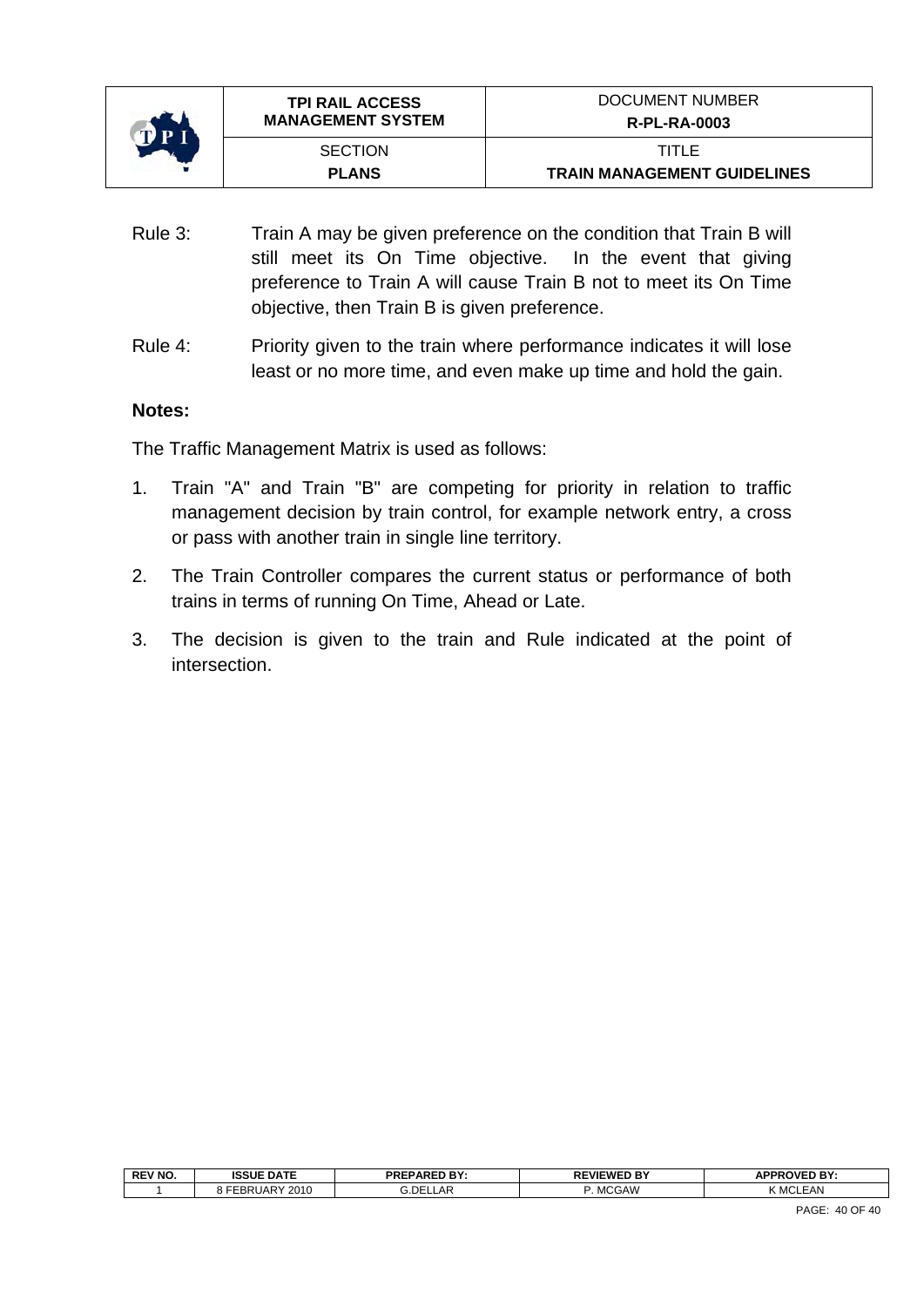Rule 3: Train A may be given preference on the condition that Train B will still meet its On Time objective. In the event that giving preference to Train A will cause Train B not to meet its On Time objective, then Train B is given preference.

Rule 4: Priority given to the train where performance indicates it will lose least or no more time, and even make up time and hold the gain.

**Notes:**

The Traffic Management Matrix is used as follows:

1. Train "A" and Train "B" are competing for priority in relation to traffic management decision by train control, for example network entry, a cross or pass with another train in single line territory.
2. The Train Controller compares the current status or performance of both trains in terms of running On Time, Ahead or Late.
3. The decision is given to the train and Rule indicated at the point of intersection.